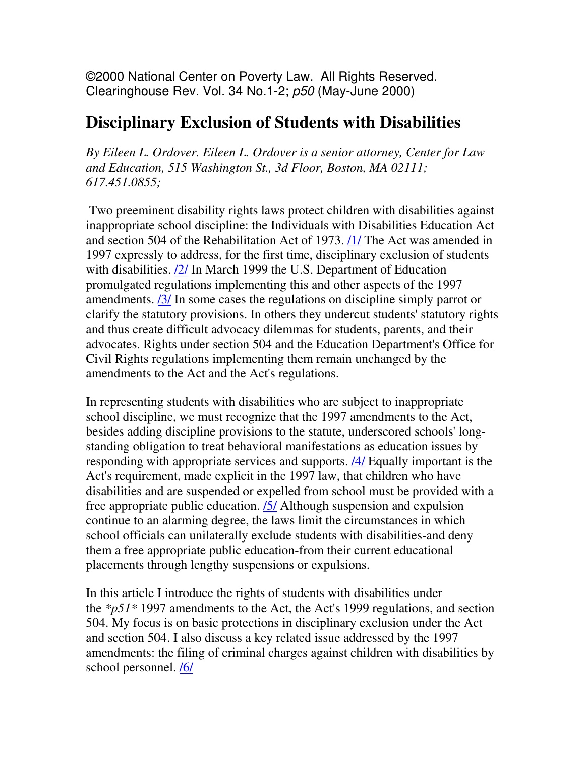©2000 National Center on Poverty Law. All Rights Reserved.
Clearinghouse Rev. Vol. 34 No.1-2; *p50* (May-June 2000)

# Disciplinary Exclusion of Students with Disabilities

*By Eileen L. Ordover. Eileen L. Ordover is a senior attorney, Center for Law and Education, 515 Washington St., 3d Floor, Boston, MA 02111; 617.451.0855;*

Two preeminent disability rights laws protect children with disabilities against inappropriate school discipline: the Individuals with Disabilities Education Act and section 504 of the Rehabilitation Act of 1973. /1/ The Act was amended in 1997 expressly to address, for the first time, disciplinary exclusion of students with disabilities. /2/ In March 1999 the U.S. Department of Education promulgated regulations implementing this and other aspects of the 1997 amendments. /3/ In some cases the regulations on discipline simply parrot or clarify the statutory provisions. In others they undercut students' statutory rights and thus create difficult advocacy dilemmas for students, parents, and their advocates. Rights under section 504 and the Education Department's Office for Civil Rights regulations implementing them remain unchanged by the amendments to the Act and the Act's regulations.

In representing students with disabilities who are subject to inappropriate school discipline, we must recognize that the 1997 amendments to the Act, besides adding discipline provisions to the statute, underscored schools' long-standing obligation to treat behavioral manifestations as education issues by responding with appropriate services and supports. /4/ Equally important is the Act's requirement, made explicit in the 1997 law, that children who have disabilities and are suspended or expelled from school must be provided with a free appropriate public education. /5/ Although suspension and expulsion continue to an alarming degree, the laws limit the circumstances in which school officials can unilaterally exclude students with disabilities-and deny them a free appropriate public education-from their current educational placements through lengthy suspensions or expulsions.

In this article I introduce the rights of students with disabilities under the *\*p51\** 1997 amendments to the Act, the Act's 1999 regulations, and section 504. My focus is on basic protections in disciplinary exclusion under the Act and section 504. I also discuss a key related issue addressed by the 1997 amendments: the filing of criminal charges against children with disabilities by school personnel. /6/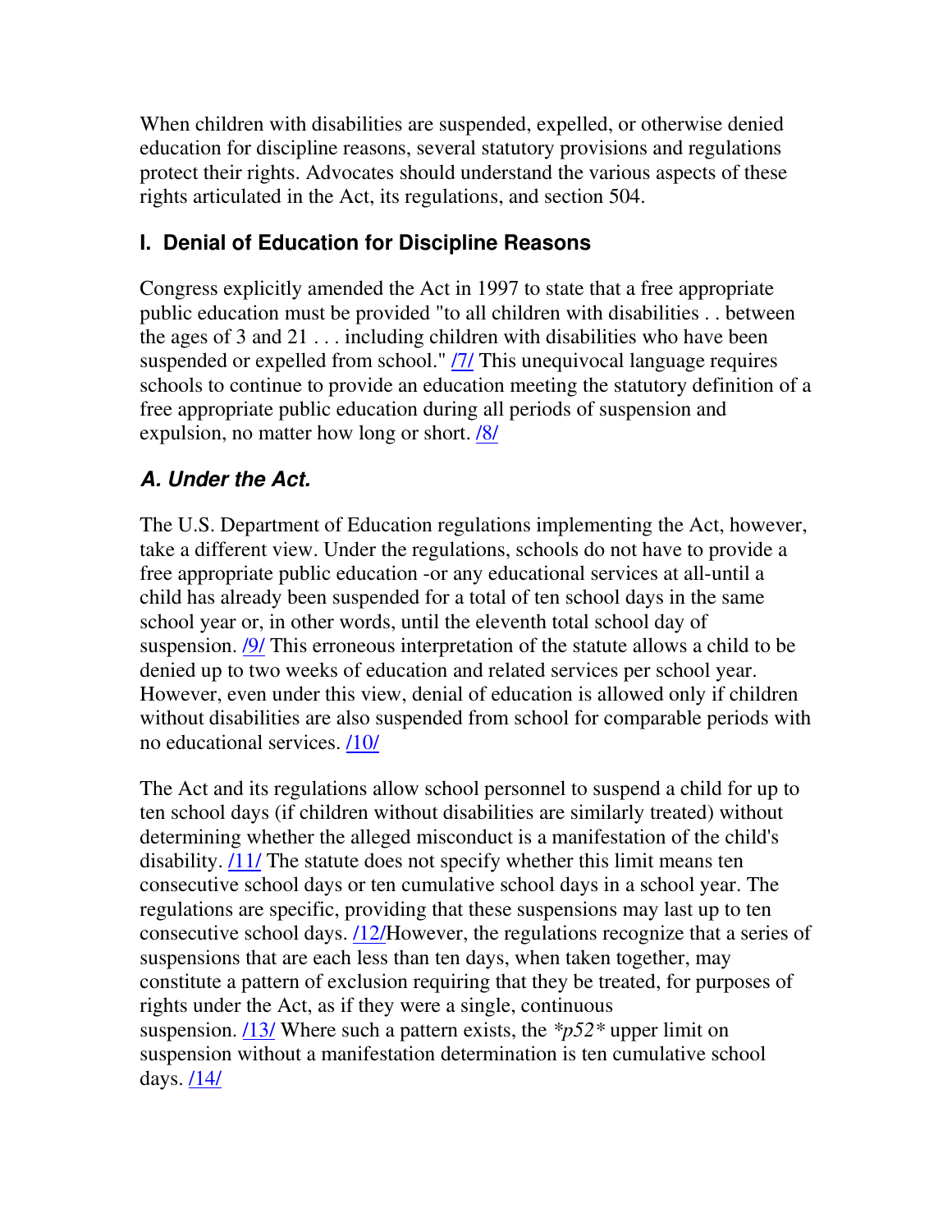When children with disabilities are suspended, expelled, or otherwise denied education for discipline reasons, several statutory provisions and regulations protect their rights. Advocates should understand the various aspects of these rights articulated in the Act, its regulations, and section 504.

## I. Denial of Education for Discipline Reasons

Congress explicitly amended the Act in 1997 to state that a free appropriate public education must be provided "to all children with disabilities . . between the ages of 3 and 21 . . . including children with disabilities who have been suspended or expelled from school." /7/ This unequivocal language requires schools to continue to provide an education meeting the statutory definition of a free appropriate public education during all periods of suspension and expulsion, no matter how long or short. /8/

### *A. Under the Act.*

The U.S. Department of Education regulations implementing the Act, however, take a different view. Under the regulations, schools do not have to provide a free appropriate public education -or any educational services at all-until a child has already been suspended for a total of ten school days in the same school year or, in other words, until the eleventh total school day of suspension. /9/ This erroneous interpretation of the statute allows a child to be denied up to two weeks of education and related services per school year. However, even under this view, denial of education is allowed only if children without disabilities are also suspended from school for comparable periods with no educational services. /10/

The Act and its regulations allow school personnel to suspend a child for up to ten school days (if children without disabilities are similarly treated) without determining whether the alleged misconduct is a manifestation of the child's disability. /11/ The statute does not specify whether this limit means ten consecutive school days or ten cumulative school days in a school year. The regulations are specific, providing that these suspensions may last up to ten consecutive school days. /12/However, the regulations recognize that a series of suspensions that are each less than ten days, when taken together, may constitute a pattern of exclusion requiring that they be treated, for purposes of rights under the Act, as if they were a single, continuous suspension. /13/ Where such a pattern exists, the *\*p52\** upper limit on suspension without a manifestation determination is ten cumulative school days. /14/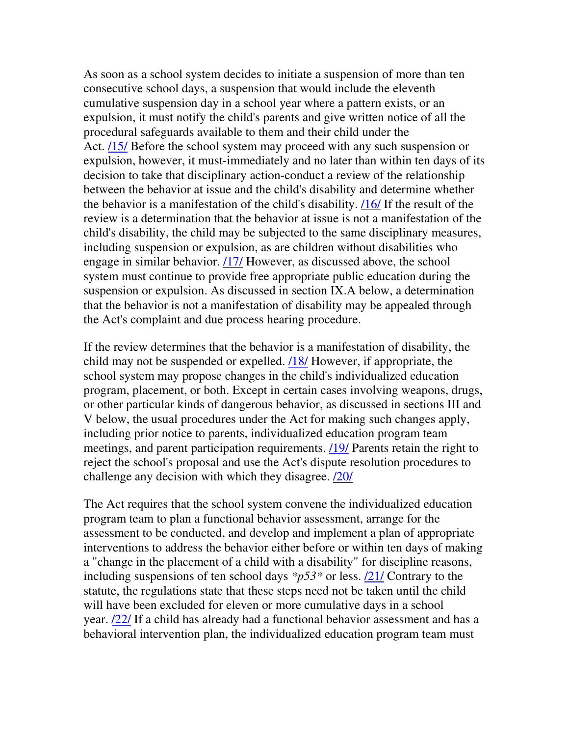As soon as a school system decides to initiate a suspension of more than ten consecutive school days, a suspension that would include the eleventh cumulative suspension day in a school year where a pattern exists, or an expulsion, it must notify the child's parents and give written notice of all the procedural safeguards available to them and their child under the Act. /15/ Before the school system may proceed with any such suspension or expulsion, however, it must-immediately and no later than within ten days of its decision to take that disciplinary action-conduct a review of the relationship between the behavior at issue and the child's disability and determine whether the behavior is a manifestation of the child's disability. /16/ If the result of the review is a determination that the behavior at issue is not a manifestation of the child's disability, the child may be subjected to the same disciplinary measures, including suspension or expulsion, as are children without disabilities who engage in similar behavior. /17/ However, as discussed above, the school system must continue to provide free appropriate public education during the suspension or expulsion. As discussed in section IX.A below, a determination that the behavior is not a manifestation of disability may be appealed through the Act's complaint and due process hearing procedure.

If the review determines that the behavior is a manifestation of disability, the child may not be suspended or expelled. /18/ However, if appropriate, the school system may propose changes in the child's individualized education program, placement, or both. Except in certain cases involving weapons, drugs, or other particular kinds of dangerous behavior, as discussed in sections III and V below, the usual procedures under the Act for making such changes apply, including prior notice to parents, individualized education program team meetings, and parent participation requirements. /19/ Parents retain the right to reject the school's proposal and use the Act's dispute resolution procedures to challenge any decision with which they disagree. /20/

The Act requires that the school system convene the individualized education program team to plan a functional behavior assessment, arrange for the assessment to be conducted, and develop and implement a plan of appropriate interventions to address the behavior either before or within ten days of making a "change in the placement of a child with a disability" for discipline reasons, including suspensions of ten school days *p53* or less. /21/ Contrary to the statute, the regulations state that these steps need not be taken until the child will have been excluded for eleven or more cumulative days in a school year. /22/ If a child has already had a functional behavior assessment and has a behavioral intervention plan, the individualized education program team must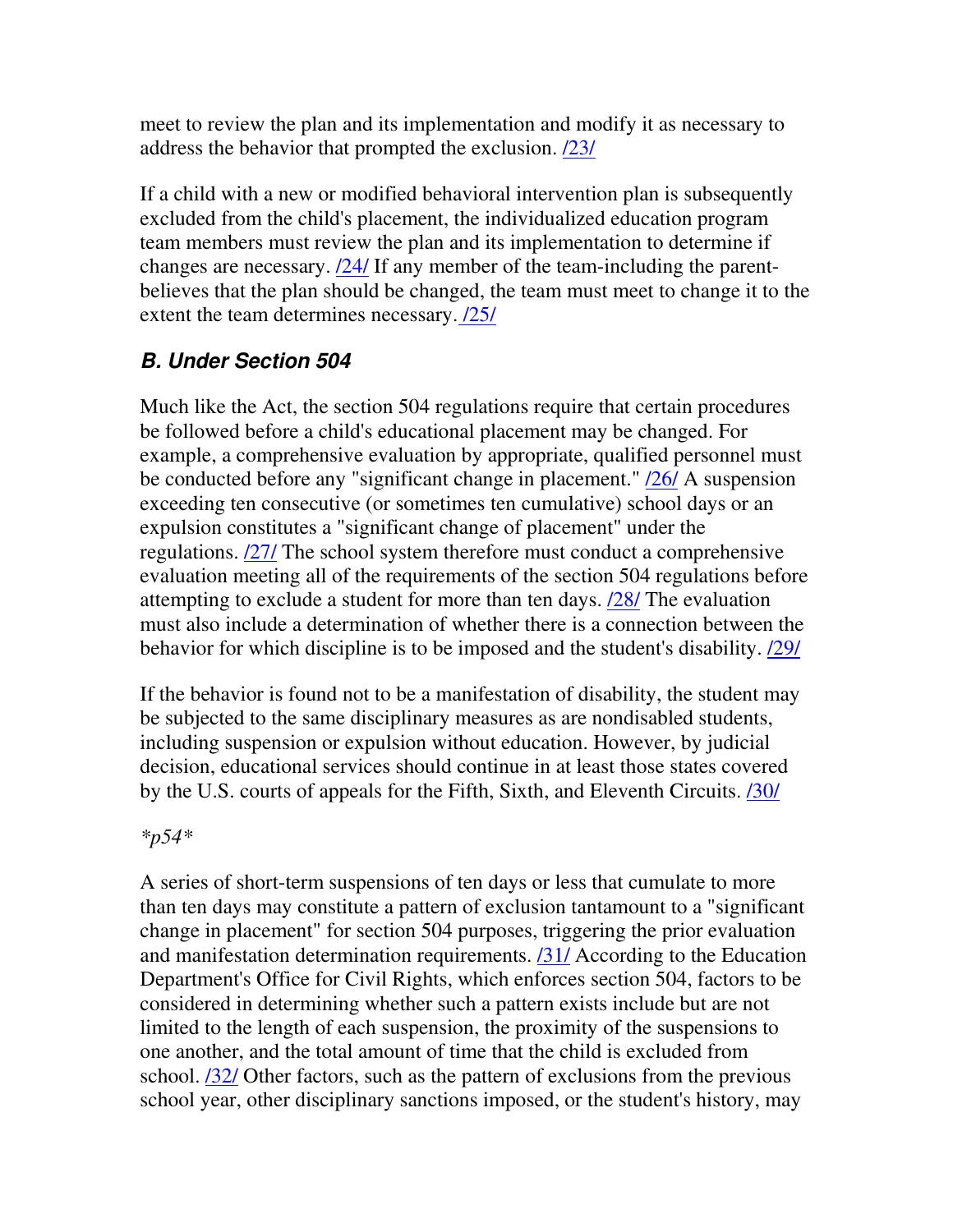meet to review the plan and its implementation and modify it as necessary to address the behavior that prompted the exclusion. /23/

If a child with a new or modified behavioral intervention plan is subsequently excluded from the child's placement, the individualized education program team members must review the plan and its implementation to determine if changes are necessary. /24/ If any member of the team-including the parent-believes that the plan should be changed, the team must meet to change it to the extent the team determines necessary. /25/

### *B. Under Section 504*

Much like the Act, the section 504 regulations require that certain procedures be followed before a child's educational placement may be changed. For example, a comprehensive evaluation by appropriate, qualified personnel must be conducted before any "significant change in placement." /26/ A suspension exceeding ten consecutive (or sometimes ten cumulative) school days or an expulsion constitutes a "significant change of placement" under the regulations. /27/ The school system therefore must conduct a comprehensive evaluation meeting all of the requirements of the section 504 regulations before attempting to exclude a student for more than ten days. /28/ The evaluation must also include a determination of whether there is a connection between the behavior for which discipline is to be imposed and the student's disability. /29/

If the behavior is found not to be a manifestation of disability, the student may be subjected to the same disciplinary measures as are nondisabled students, including suspension or expulsion without education. However, by judicial decision, educational services should continue in at least those states covered by the U.S. courts of appeals for the Fifth, Sixth, and Eleventh Circuits. /30/

*p54*

A series of short-term suspensions of ten days or less that cumulate to more than ten days may constitute a pattern of exclusion tantamount to a "significant change in placement" for section 504 purposes, triggering the prior evaluation and manifestation determination requirements. /31/ According to the Education Department's Office for Civil Rights, which enforces section 504, factors to be considered in determining whether such a pattern exists include but are not limited to the length of each suspension, the proximity of the suspensions to one another, and the total amount of time that the child is excluded from school. /32/ Other factors, such as the pattern of exclusions from the previous school year, other disciplinary sanctions imposed, or the student's history, may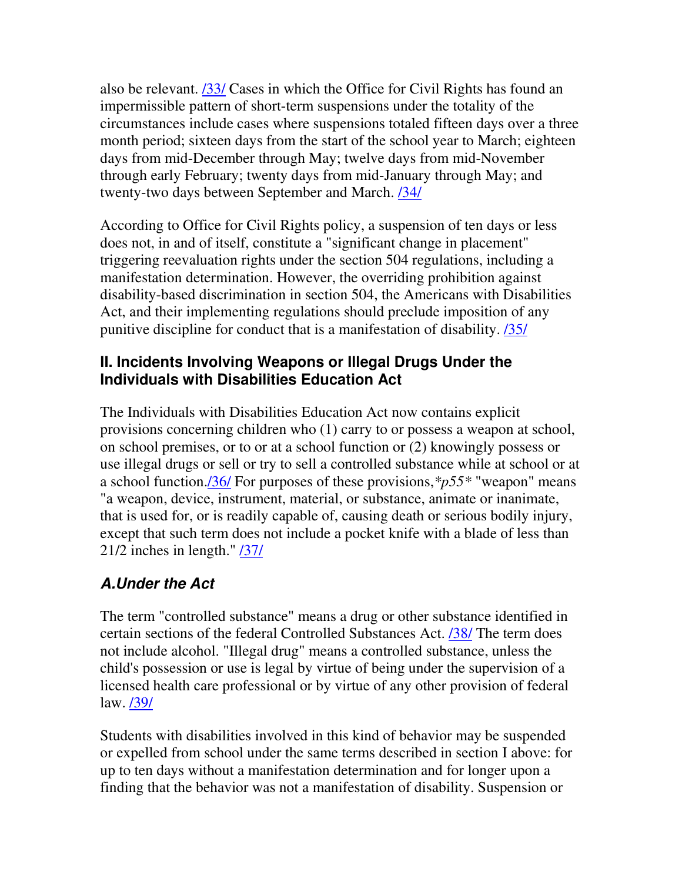also be relevant. /33/ Cases in which the Office for Civil Rights has found an impermissible pattern of short-term suspensions under the totality of the circumstances include cases where suspensions totaled fifteen days over a three month period; sixteen days from the start of the school year to March; eighteen days from mid-December through May; twelve days from mid-November through early February; twenty days from mid-January through May; and twenty-two days between September and March. /34/

According to Office for Civil Rights policy, a suspension of ten days or less does not, in and of itself, constitute a "significant change in placement" triggering reevaluation rights under the section 504 regulations, including a manifestation determination. However, the overriding prohibition against disability-based discrimination in section 504, the Americans with Disabilities Act, and their implementing regulations should preclude imposition of any punitive discipline for conduct that is a manifestation of disability. /35/

## II. Incidents Involving Weapons or Illegal Drugs Under the Individuals with Disabilities Education Act

The Individuals with Disabilities Education Act now contains explicit provisions concerning children who (1) carry to or possess a weapon at school, on school premises, or to or at a school function or (2) knowingly possess or use illegal drugs or sell or try to sell a controlled substance while at school or at a school function./36/ For purposes of these provisions,*p55* "weapon" means "a weapon, device, instrument, material, or substance, animate or inanimate, that is used for, or is readily capable of, causing death or serious bodily injury, except that such term does not include a pocket knife with a blade of less than 21/2 inches in length." /37/

### *A.Under the Act*

The term "controlled substance" means a drug or other substance identified in certain sections of the federal Controlled Substances Act. /38/ The term does not include alcohol. "Illegal drug" means a controlled substance, unless the child's possession or use is legal by virtue of being under the supervision of a licensed health care professional or by virtue of any other provision of federal law. /39/

Students with disabilities involved in this kind of behavior may be suspended or expelled from school under the same terms described in section I above: for up to ten days without a manifestation determination and for longer upon a finding that the behavior was not a manifestation of disability. Suspension or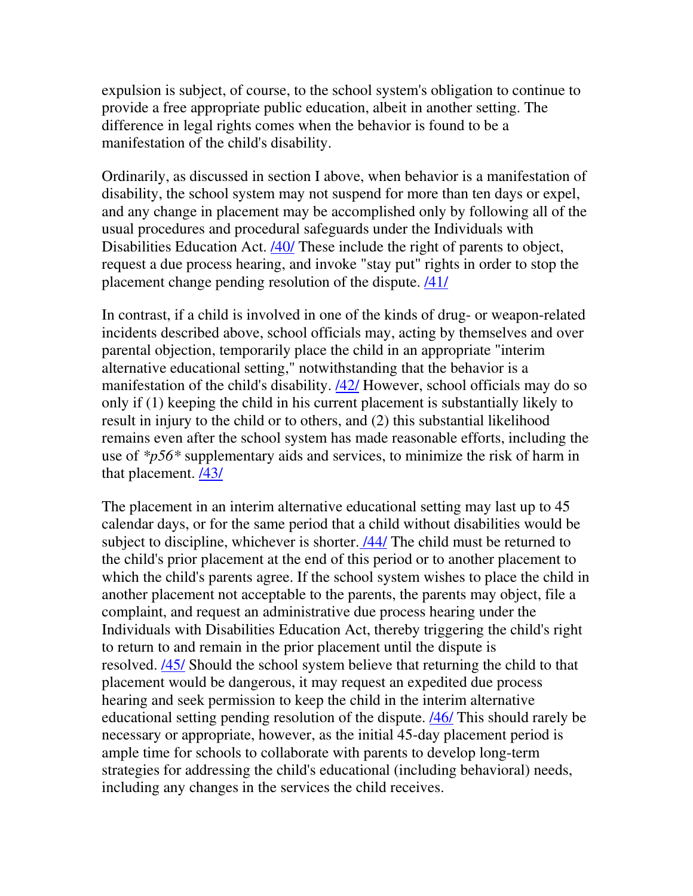expulsion is subject, of course, to the school system's obligation to continue to provide a free appropriate public education, albeit in another setting. The difference in legal rights comes when the behavior is found to be a manifestation of the child's disability.

Ordinarily, as discussed in section I above, when behavior is a manifestation of disability, the school system may not suspend for more than ten days or expel, and any change in placement may be accomplished only by following all of the usual procedures and procedural safeguards under the Individuals with Disabilities Education Act. /40/ These include the right of parents to object, request a due process hearing, and invoke "stay put" rights in order to stop the placement change pending resolution of the dispute. /41/

In contrast, if a child is involved in one of the kinds of drug- or weapon-related incidents described above, school officials may, acting by themselves and over parental objection, temporarily place the child in an appropriate "interim alternative educational setting," notwithstanding that the behavior is a manifestation of the child's disability. /42/ However, school officials may do so only if (1) keeping the child in his current placement is substantially likely to result in injury to the child or to others, and (2) this substantial likelihood remains even after the school system has made reasonable efforts, including the use of *\*p56\** supplementary aids and services, to minimize the risk of harm in that placement. /43/

The placement in an interim alternative educational setting may last up to 45 calendar days, or for the same period that a child without disabilities would be subject to discipline, whichever is shorter. /44/ The child must be returned to the child's prior placement at the end of this period or to another placement to which the child's parents agree. If the school system wishes to place the child in another placement not acceptable to the parents, the parents may object, file a complaint, and request an administrative due process hearing under the Individuals with Disabilities Education Act, thereby triggering the child's right to return to and remain in the prior placement until the dispute is resolved. /45/ Should the school system believe that returning the child to that placement would be dangerous, it may request an expedited due process hearing and seek permission to keep the child in the interim alternative educational setting pending resolution of the dispute. /46/ This should rarely be necessary or appropriate, however, as the initial 45-day placement period is ample time for schools to collaborate with parents to develop long-term strategies for addressing the child's educational (including behavioral) needs, including any changes in the services the child receives.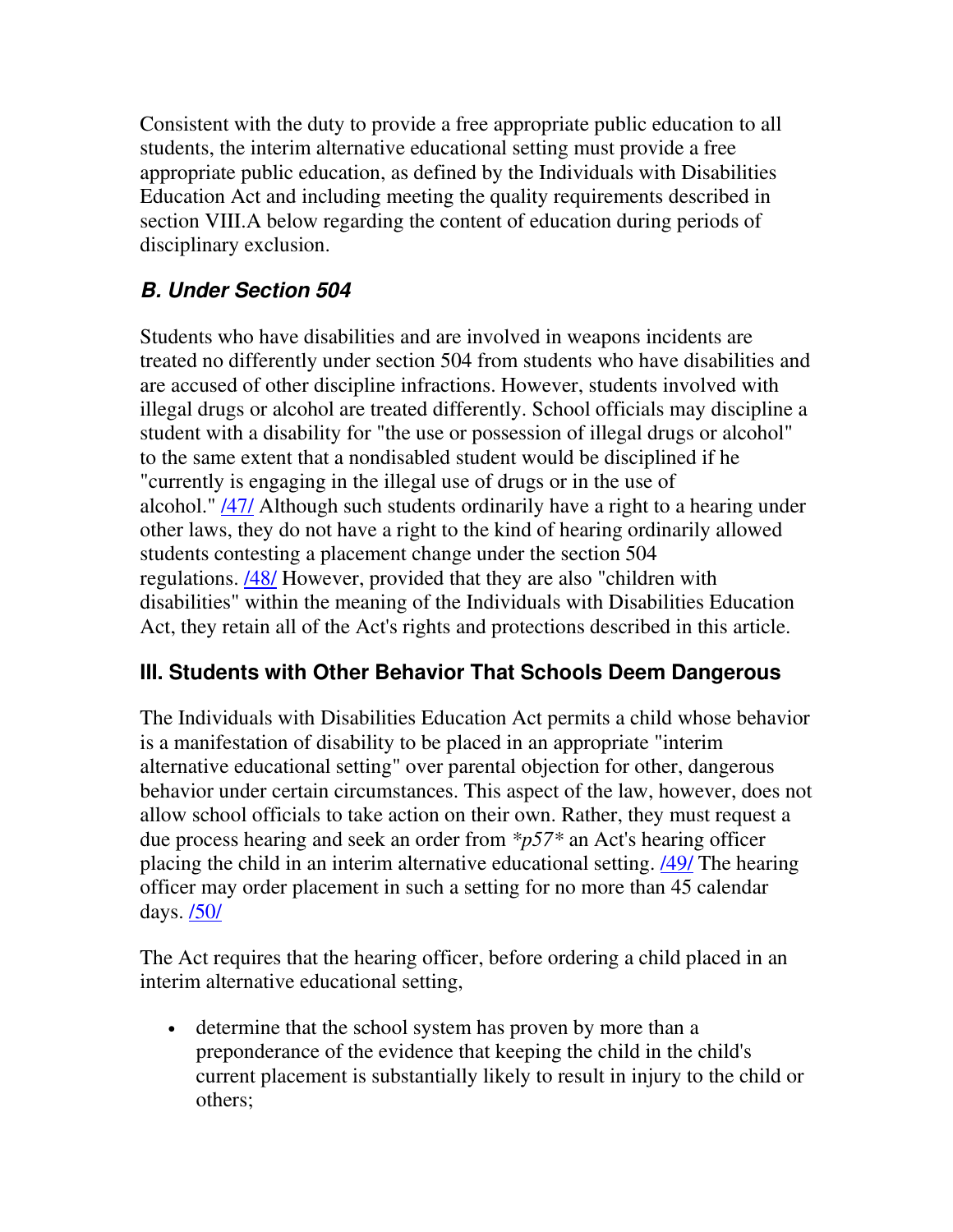Consistent with the duty to provide a free appropriate public education to all students, the interim alternative educational setting must provide a free appropriate public education, as defined by the Individuals with Disabilities Education Act and including meeting the quality requirements described in section VIII.A below regarding the content of education during periods of disciplinary exclusion.

### B. Under Section 504

Students who have disabilities and are involved in weapons incidents are treated no differently under section 504 from students who have disabilities and are accused of other discipline infractions. However, students involved with illegal drugs or alcohol are treated differently. School officials may discipline a student with a disability for "the use or possession of illegal drugs or alcohol" to the same extent that a nondisabled student would be disciplined if he "currently is engaging in the illegal use of drugs or in the use of alcohol." /47/ Although such students ordinarily have a right to a hearing under other laws, they do not have a right to the kind of hearing ordinarily allowed students contesting a placement change under the section 504 regulations. /48/ However, provided that they are also "children with disabilities" within the meaning of the Individuals with Disabilities Education Act, they retain all of the Act's rights and protections described in this article.

## III. Students with Other Behavior That Schools Deem Dangerous

The Individuals with Disabilities Education Act permits a child whose behavior is a manifestation of disability to be placed in an appropriate "interim alternative educational setting" over parental objection for other, dangerous behavior under certain circumstances. This aspect of the law, however, does not allow school officials to take action on their own. Rather, they must request a due process hearing and seek an order from *\*p57\** an Act's hearing officer placing the child in an interim alternative educational setting. /49/ The hearing officer may order placement in such a setting for no more than 45 calendar days. /50/

The Act requires that the hearing officer, before ordering a child placed in an interim alternative educational setting,

- determine that the school system has proven by more than a preponderance of the evidence that keeping the child in the child's current placement is substantially likely to result in injury to the child or others;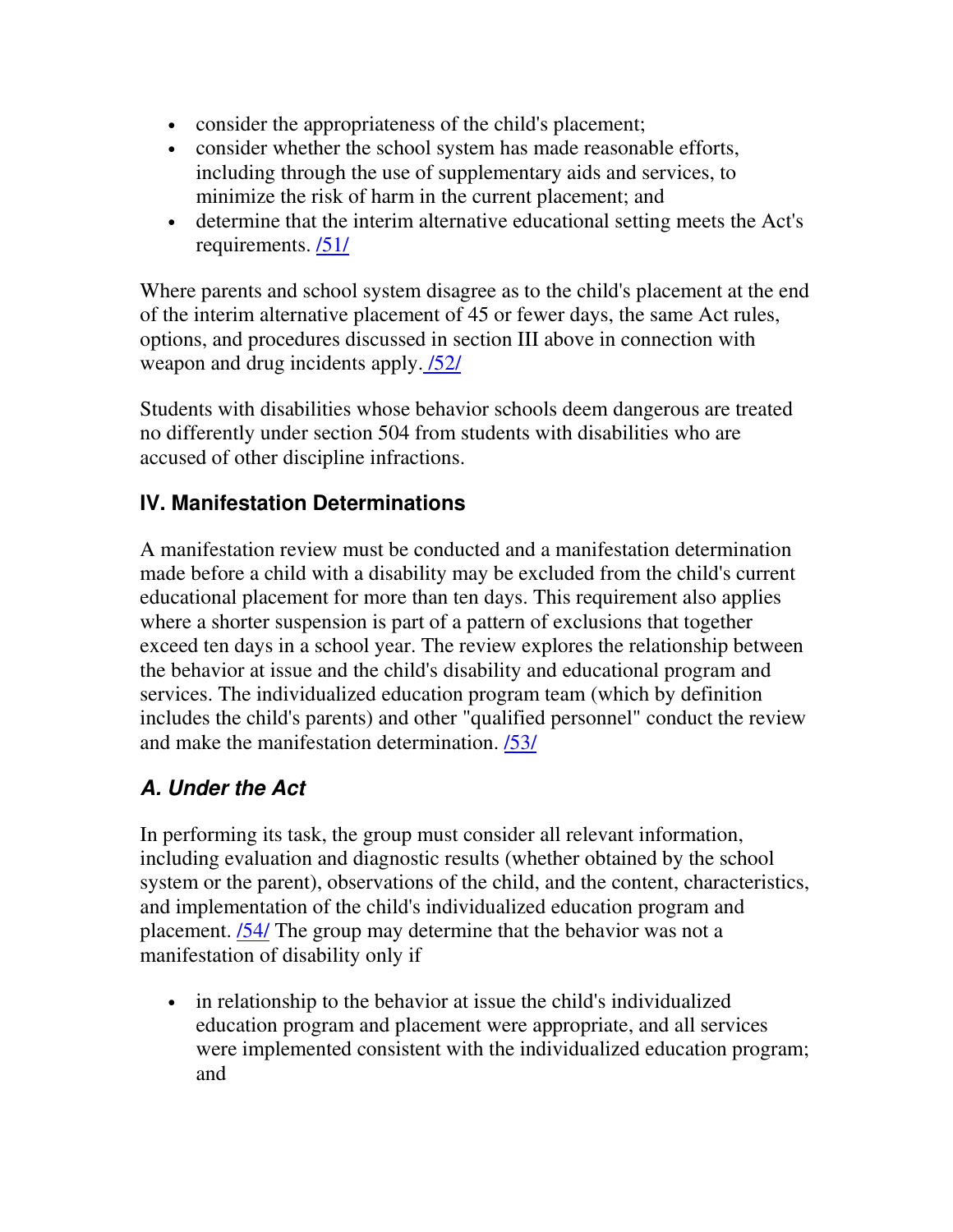- consider the appropriateness of the child's placement;
- consider whether the school system has made reasonable efforts, including through the use of supplementary aids and services, to minimize the risk of harm in the current placement; and
- determine that the interim alternative educational setting meets the Act's requirements. /51/

Where parents and school system disagree as to the child's placement at the end of the interim alternative placement of 45 or fewer days, the same Act rules, options, and procedures discussed in section III above in connection with weapon and drug incidents apply. /52/

Students with disabilities whose behavior schools deem dangerous are treated no differently under section 504 from students with disabilities who are accused of other discipline infractions.

### IV. Manifestation Determinations

A manifestation review must be conducted and a manifestation determination made before a child with a disability may be excluded from the child's current educational placement for more than ten days. This requirement also applies where a shorter suspension is part of a pattern of exclusions that together exceed ten days in a school year. The review explores the relationship between the behavior at issue and the child's disability and educational program and services. The individualized education program team (which by definition includes the child's parents) and other "qualified personnel" conduct the review and make the manifestation determination. /53/

### *A. Under the Act*

In performing its task, the group must consider all relevant information, including evaluation and diagnostic results (whether obtained by the school system or the parent), observations of the child, and the content, characteristics, and implementation of the child's individualized education program and placement. /54/ The group may determine that the behavior was not a manifestation of disability only if

- in relationship to the behavior at issue the child's individualized education program and placement were appropriate, and all services were implemented consistent with the individualized education program; and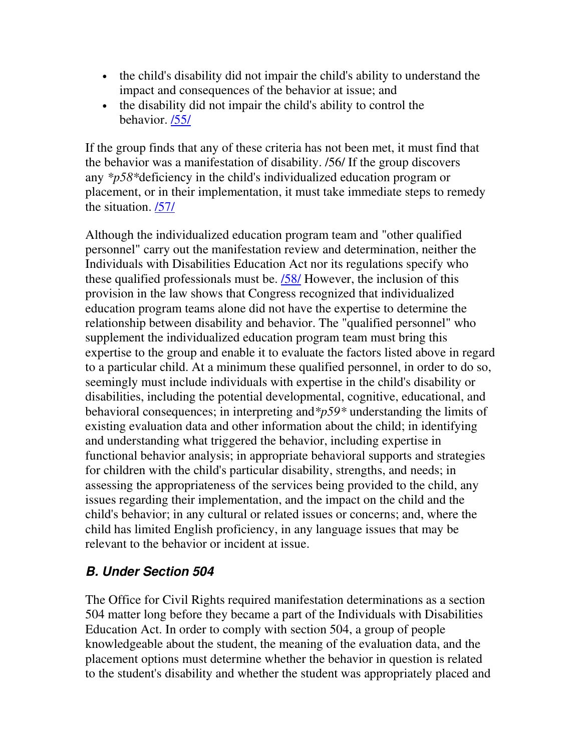- the child's disability did not impair the child's ability to understand the impact and consequences of the behavior at issue; and
- the disability did not impair the child's ability to control the behavior. /55/

If the group finds that any of these criteria has not been met, it must find that the behavior was a manifestation of disability. /56/ If the group discovers any *\*p58\**deficiency in the child's individualized education program or placement, or in their implementation, it must take immediate steps to remedy the situation. /57/

Although the individualized education program team and "other qualified personnel" carry out the manifestation review and determination, neither the Individuals with Disabilities Education Act nor its regulations specify who these qualified professionals must be. /58/ However, the inclusion of this provision in the law shows that Congress recognized that individualized education program teams alone did not have the expertise to determine the relationship between disability and behavior. The "qualified personnel" who supplement the individualized education program team must bring this expertise to the group and enable it to evaluate the factors listed above in regard to a particular child. At a minimum these qualified personnel, in order to do so, seemingly must include individuals with expertise in the child's disability or disabilities, including the potential developmental, cognitive, educational, and behavioral consequences; in interpreting and*\*p59\** understanding the limits of existing evaluation data and other information about the child; in identifying and understanding what triggered the behavior, including expertise in functional behavior analysis; in appropriate behavioral supports and strategies for children with the child's particular disability, strengths, and needs; in assessing the appropriateness of the services being provided to the child, any issues regarding their implementation, and the impact on the child and the child's behavior; in any cultural or related issues or concerns; and, where the child has limited English proficiency, in any language issues that may be relevant to the behavior or incident at issue.

### *B. Under Section 504*

The Office for Civil Rights required manifestation determinations as a section 504 matter long before they became a part of the Individuals with Disabilities Education Act. In order to comply with section 504, a group of people knowledgeable about the student, the meaning of the evaluation data, and the placement options must determine whether the behavior in question is related to the student's disability and whether the student was appropriately placed and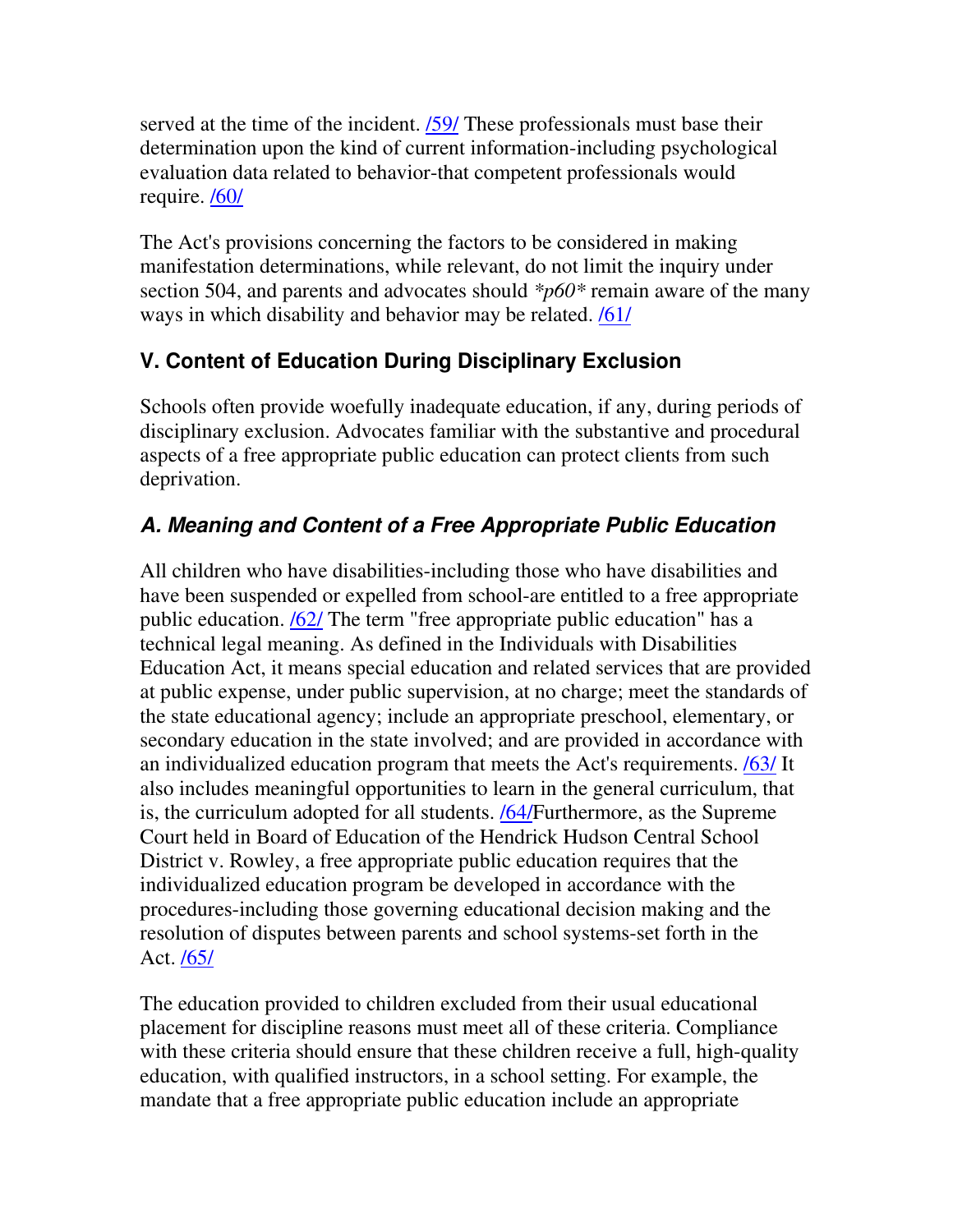served at the time of the incident. /59/ These professionals must base their determination upon the kind of current information-including psychological evaluation data related to behavior-that competent professionals would require. /60/

The Act's provisions concerning the factors to be considered in making manifestation determinations, while relevant, do not limit the inquiry under section 504, and parents and advocates should *\*p60\** remain aware of the many ways in which disability and behavior may be related. /61/

## V. Content of Education During Disciplinary Exclusion

Schools often provide woefully inadequate education, if any, during periods of disciplinary exclusion. Advocates familiar with the substantive and procedural aspects of a free appropriate public education can protect clients from such deprivation.

### *A. Meaning and Content of a Free Appropriate Public Education*

All children who have disabilities-including those who have disabilities and have been suspended or expelled from school-are entitled to a free appropriate public education. /62/ The term "free appropriate public education" has a technical legal meaning. As defined in the Individuals with Disabilities Education Act, it means special education and related services that are provided at public expense, under public supervision, at no charge; meet the standards of the state educational agency; include an appropriate preschool, elementary, or secondary education in the state involved; and are provided in accordance with an individualized education program that meets the Act's requirements. /63/ It also includes meaningful opportunities to learn in the general curriculum, that is, the curriculum adopted for all students. /64/Furthermore, as the Supreme Court held in Board of Education of the Hendrick Hudson Central School District v. Rowley, a free appropriate public education requires that the individualized education program be developed in accordance with the procedures-including those governing educational decision making and the resolution of disputes between parents and school systems-set forth in the Act. /65/

The education provided to children excluded from their usual educational placement for discipline reasons must meet all of these criteria. Compliance with these criteria should ensure that these children receive a full, high-quality education, with qualified instructors, in a school setting. For example, the mandate that a free appropriate public education include an appropriate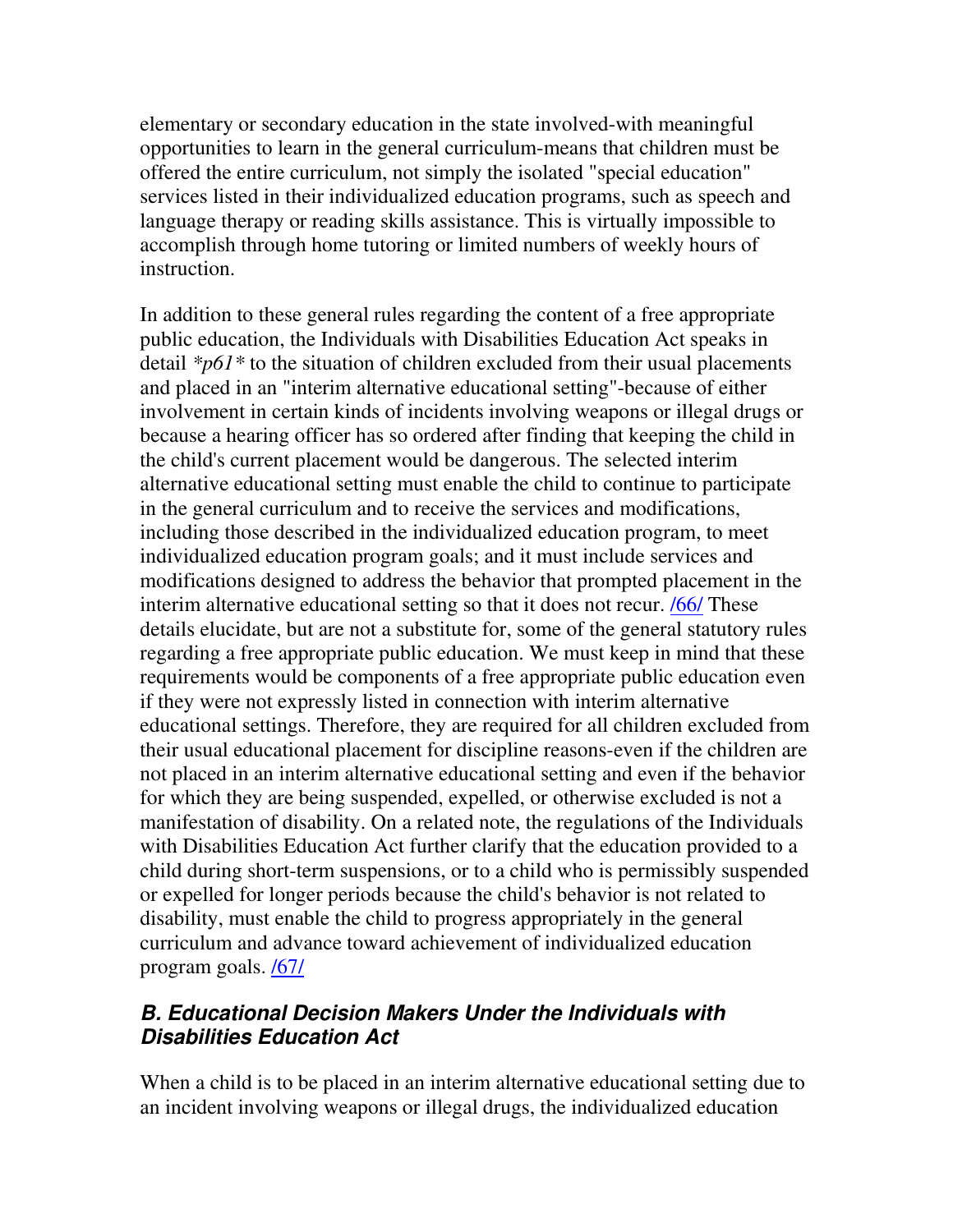elementary or secondary education in the state involved-with meaningful opportunities to learn in the general curriculum-means that children must be offered the entire curriculum, not simply the isolated "special education" services listed in their individualized education programs, such as speech and language therapy or reading skills assistance. This is virtually impossible to accomplish through home tutoring or limited numbers of weekly hours of instruction.

In addition to these general rules regarding the content of a free appropriate public education, the Individuals with Disabilities Education Act speaks in detail *\*p61\** to the situation of children excluded from their usual placements and placed in an "interim alternative educational setting"-because of either involvement in certain kinds of incidents involving weapons or illegal drugs or because a hearing officer has so ordered after finding that keeping the child in the child's current placement would be dangerous. The selected interim alternative educational setting must enable the child to continue to participate in the general curriculum and to receive the services and modifications, including those described in the individualized education program, to meet individualized education program goals; and it must include services and modifications designed to address the behavior that prompted placement in the interim alternative educational setting so that it does not recur. /66/ These details elucidate, but are not a substitute for, some of the general statutory rules regarding a free appropriate public education. We must keep in mind that these requirements would be components of a free appropriate public education even if they were not expressly listed in connection with interim alternative educational settings. Therefore, they are required for all children excluded from their usual educational placement for discipline reasons-even if the children are not placed in an interim alternative educational setting and even if the behavior for which they are being suspended, expelled, or otherwise excluded is not a manifestation of disability. On a related note, the regulations of the Individuals with Disabilities Education Act further clarify that the education provided to a child during short-term suspensions, or to a child who is permissibly suspended or expelled for longer periods because the child's behavior is not related to disability, must enable the child to progress appropriately in the general curriculum and advance toward achievement of individualized education program goals. /67/

### *B. Educational Decision Makers Under the Individuals with Disabilities Education Act*

When a child is to be placed in an interim alternative educational setting due to an incident involving weapons or illegal drugs, the individualized education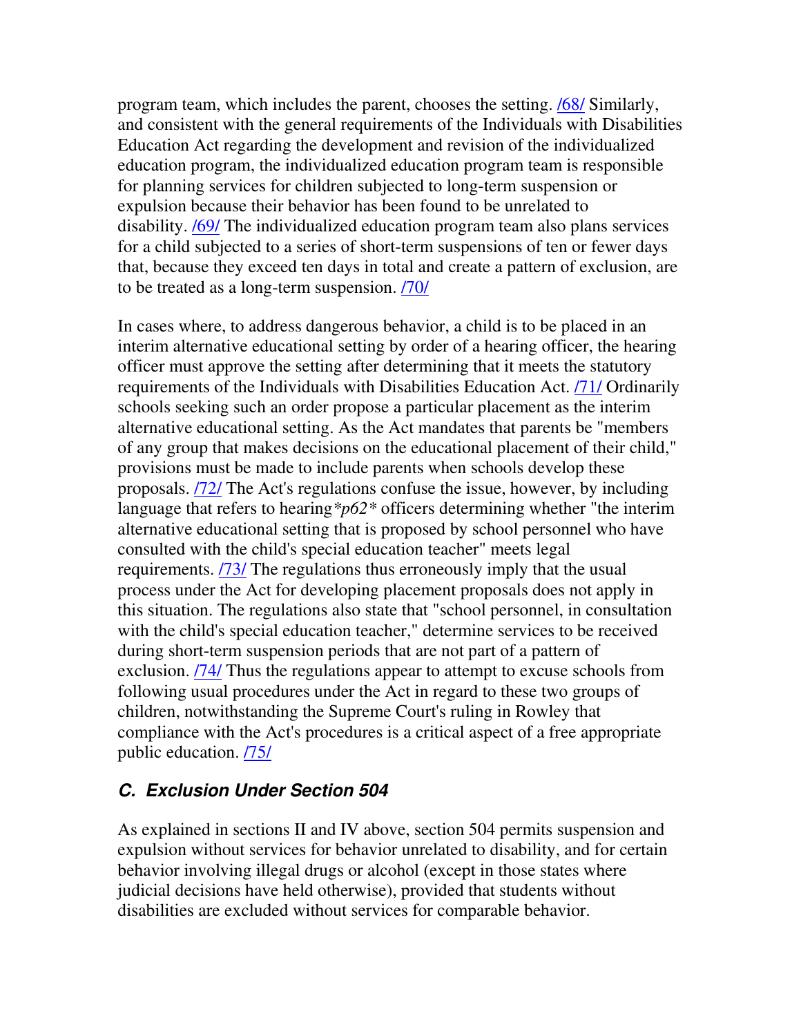program team, which includes the parent, chooses the setting. /68/ Similarly, and consistent with the general requirements of the Individuals with Disabilities Education Act regarding the development and revision of the individualized education program, the individualized education program team is responsible for planning services for children subjected to long-term suspension or expulsion because their behavior has been found to be unrelated to disability. /69/ The individualized education program team also plans services for a child subjected to a series of short-term suspensions of ten or fewer days that, because they exceed ten days in total and create a pattern of exclusion, are to be treated as a long-term suspension. /70/

In cases where, to address dangerous behavior, a child is to be placed in an interim alternative educational setting by order of a hearing officer, the hearing officer must approve the setting after determining that it meets the statutory requirements of the Individuals with Disabilities Education Act. /71/ Ordinarily schools seeking such an order propose a particular placement as the interim alternative educational setting. As the Act mandates that parents be "members of any group that makes decisions on the educational placement of their child," provisions must be made to include parents when schools develop these proposals. /72/ The Act's regulations confuse the issue, however, by including language that refers to hearing*p62* officers determining whether "the interim alternative educational setting that is proposed by school personnel who have consulted with the child's special education teacher" meets legal requirements. /73/ The regulations thus erroneously imply that the usual process under the Act for developing placement proposals does not apply in this situation. The regulations also state that "school personnel, in consultation with the child's special education teacher," determine services to be received during short-term suspension periods that are not part of a pattern of exclusion. /74/ Thus the regulations appear to attempt to excuse schools from following usual procedures under the Act in regard to these two groups of children, notwithstanding the Supreme Court's ruling in Rowley that compliance with the Act's procedures is a critical aspect of a free appropriate public education. /75/

### *C. Exclusion Under Section 504*

As explained in sections II and IV above, section 504 permits suspension and expulsion without services for behavior unrelated to disability, and for certain behavior involving illegal drugs or alcohol (except in those states where judicial decisions have held otherwise), provided that students without disabilities are excluded without services for comparable behavior.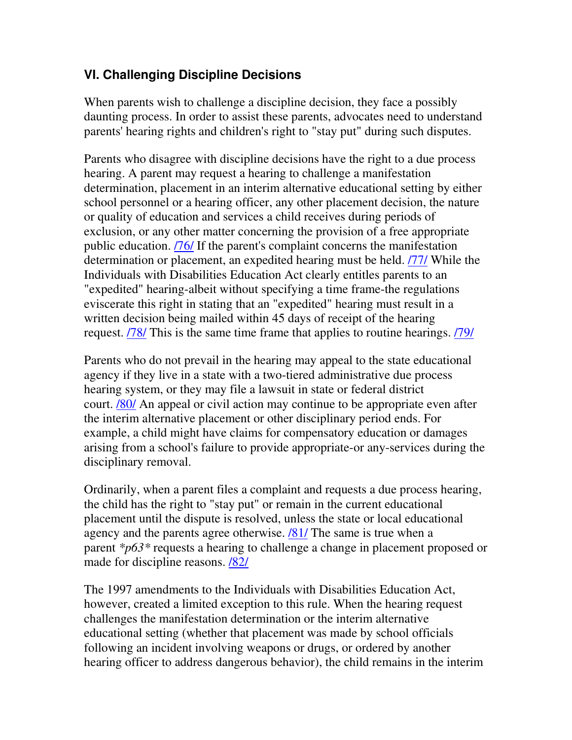## VI. Challenging Discipline Decisions

When parents wish to challenge a discipline decision, they face a possibly daunting process. In order to assist these parents, advocates need to understand parents' hearing rights and children's right to "stay put" during such disputes.

Parents who disagree with discipline decisions have the right to a due process hearing. A parent may request a hearing to challenge a manifestation determination, placement in an interim alternative educational setting by either school personnel or a hearing officer, any other placement decision, the nature or quality of education and services a child receives during periods of exclusion, or any other matter concerning the provision of a free appropriate public education. /76/ If the parent's complaint concerns the manifestation determination or placement, an expedited hearing must be held. /77/ While the Individuals with Disabilities Education Act clearly entitles parents to an "expedited" hearing-albeit without specifying a time frame-the regulations eviscerate this right in stating that an "expedited" hearing must result in a written decision being mailed within 45 days of receipt of the hearing request. /78/ This is the same time frame that applies to routine hearings. /79/

Parents who do not prevail in the hearing may appeal to the state educational agency if they live in a state with a two-tiered administrative due process hearing system, or they may file a lawsuit in state or federal district court. /80/ An appeal or civil action may continue to be appropriate even after the interim alternative placement or other disciplinary period ends. For example, a child might have claims for compensatory education or damages arising from a school's failure to provide appropriate-or any-services during the disciplinary removal.

Ordinarily, when a parent files a complaint and requests a due process hearing, the child has the right to "stay put" or remain in the current educational placement until the dispute is resolved, unless the state or local educational agency and the parents agree otherwise. /81/ The same is true when a parent *p63* requests a hearing to challenge a change in placement proposed or made for discipline reasons. /82/

The 1997 amendments to the Individuals with Disabilities Education Act, however, created a limited exception to this rule. When the hearing request challenges the manifestation determination or the interim alternative educational setting (whether that placement was made by school officials following an incident involving weapons or drugs, or ordered by another hearing officer to address dangerous behavior), the child remains in the interim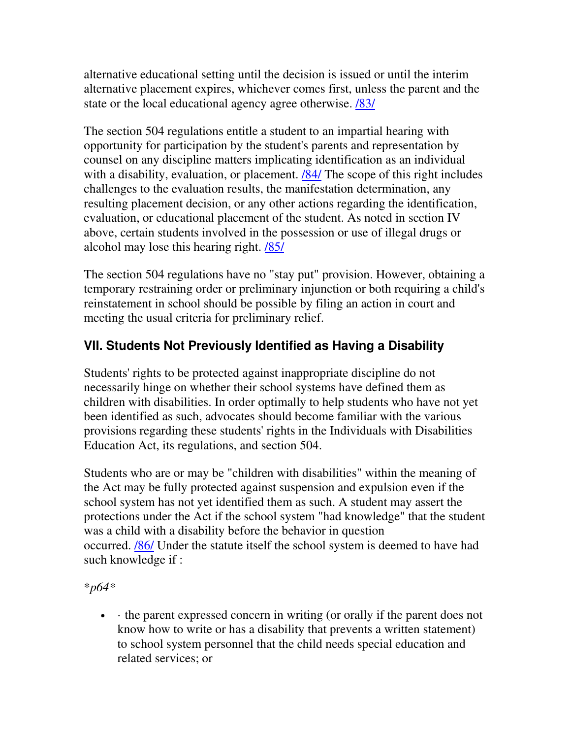alternative educational setting until the decision is issued or until the interim alternative placement expires, whichever comes first, unless the parent and the state or the local educational agency agree otherwise. /83/

The section 504 regulations entitle a student to an impartial hearing with opportunity for participation by the student's parents and representation by counsel on any discipline matters implicating identification as an individual with a disability, evaluation, or placement. /84/ The scope of this right includes challenges to the evaluation results, the manifestation determination, any resulting placement decision, or any other actions regarding the identification, evaluation, or educational placement of the student. As noted in section IV above, certain students involved in the possession or use of illegal drugs or alcohol may lose this hearing right. /85/

The section 504 regulations have no "stay put" provision. However, obtaining a temporary restraining order or preliminary injunction or both requiring a child's reinstatement in school should be possible by filing an action in court and meeting the usual criteria for preliminary relief.

## VII. Students Not Previously Identified as Having a Disability

Students' rights to be protected against inappropriate discipline do not necessarily hinge on whether their school systems have defined them as children with disabilities. In order optimally to help students who have not yet been identified as such, advocates should become familiar with the various provisions regarding these students' rights in the Individuals with Disabilities Education Act, its regulations, and section 504.

Students who are or may be "children with disabilities" within the meaning of the Act may be fully protected against suspension and expulsion even if the school system has not yet identified them as such. A student may assert the protections under the Act if the school system "had knowledge" that the student was a child with a disability before the behavior in question occurred. /86/ Under the statute itself the school system is deemed to have had such knowledge if :

*p64*

- · the parent expressed concern in writing (or orally if the parent does not know how to write or has a disability that prevents a written statement) to school system personnel that the child needs special education and related services; or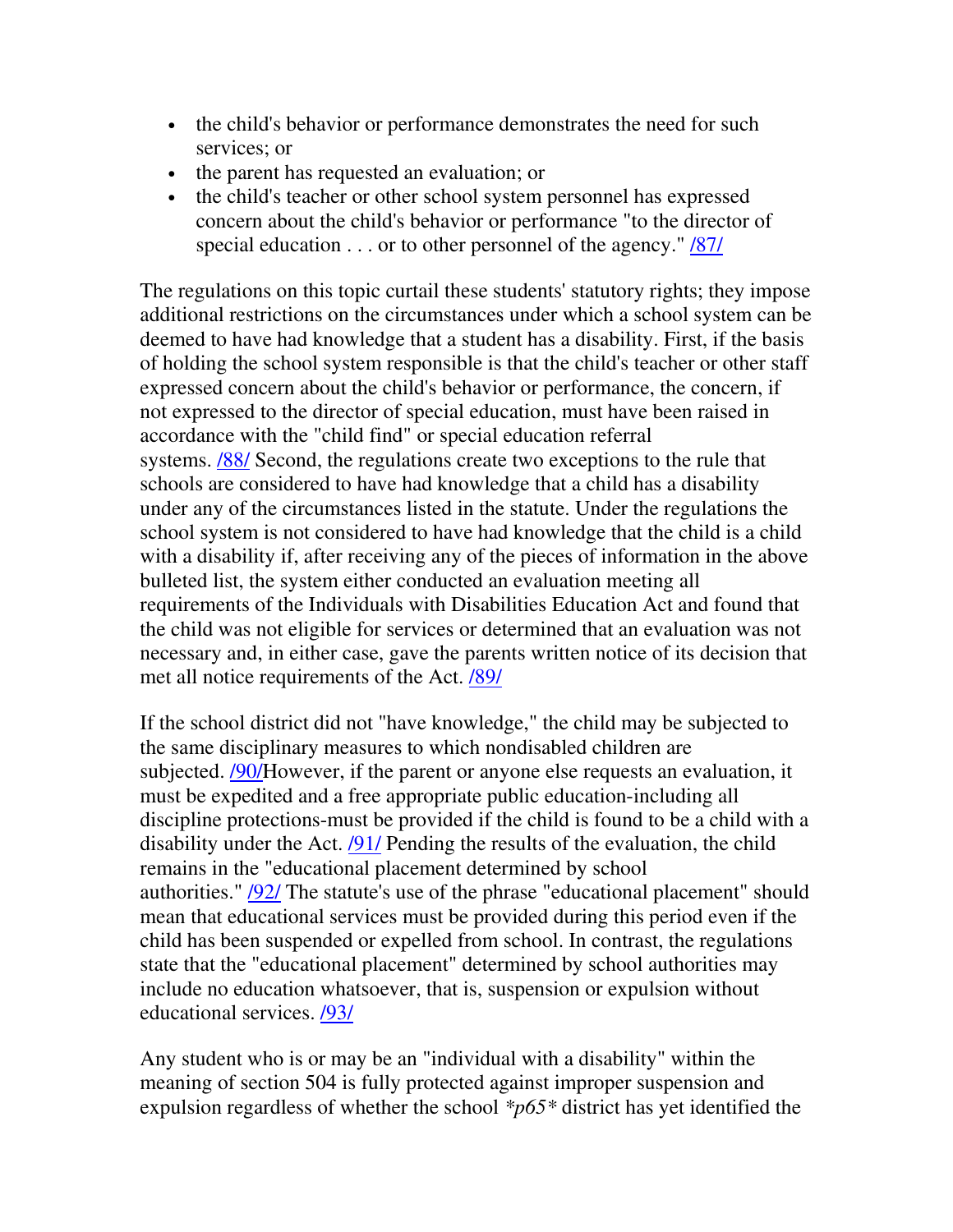- the child's behavior or performance demonstrates the need for such services; or
- the parent has requested an evaluation; or
- the child's teacher or other school system personnel has expressed concern about the child's behavior or performance "to the director of special education . . . or to other personnel of the agency." /87/

The regulations on this topic curtail these students' statutory rights; they impose additional restrictions on the circumstances under which a school system can be deemed to have had knowledge that a student has a disability. First, if the basis of holding the school system responsible is that the child's teacher or other staff expressed concern about the child's behavior or performance, the concern, if not expressed to the director of special education, must have been raised in accordance with the "child find" or special education referral systems. /88/ Second, the regulations create two exceptions to the rule that schools are considered to have had knowledge that a child has a disability under any of the circumstances listed in the statute. Under the regulations the school system is not considered to have had knowledge that the child is a child with a disability if, after receiving any of the pieces of information in the above bulleted list, the system either conducted an evaluation meeting all requirements of the Individuals with Disabilities Education Act and found that the child was not eligible for services or determined that an evaluation was not necessary and, in either case, gave the parents written notice of its decision that met all notice requirements of the Act. /89/

If the school district did not "have knowledge," the child may be subjected to the same disciplinary measures to which nondisabled children are subjected. /90/However, if the parent or anyone else requests an evaluation, it must be expedited and a free appropriate public education-including all discipline protections-must be provided if the child is found to be a child with a disability under the Act. /91/ Pending the results of the evaluation, the child remains in the "educational placement determined by school authorities." /92/ The statute's use of the phrase "educational placement" should mean that educational services must be provided during this period even if the child has been suspended or expelled from school. In contrast, the regulations state that the "educational placement" determined by school authorities may include no education whatsoever, that is, suspension or expulsion without educational services. /93/

Any student who is or may be an "individual with a disability" within the meaning of section 504 is fully protected against improper suspension and expulsion regardless of whether the school *p65* district has yet identified the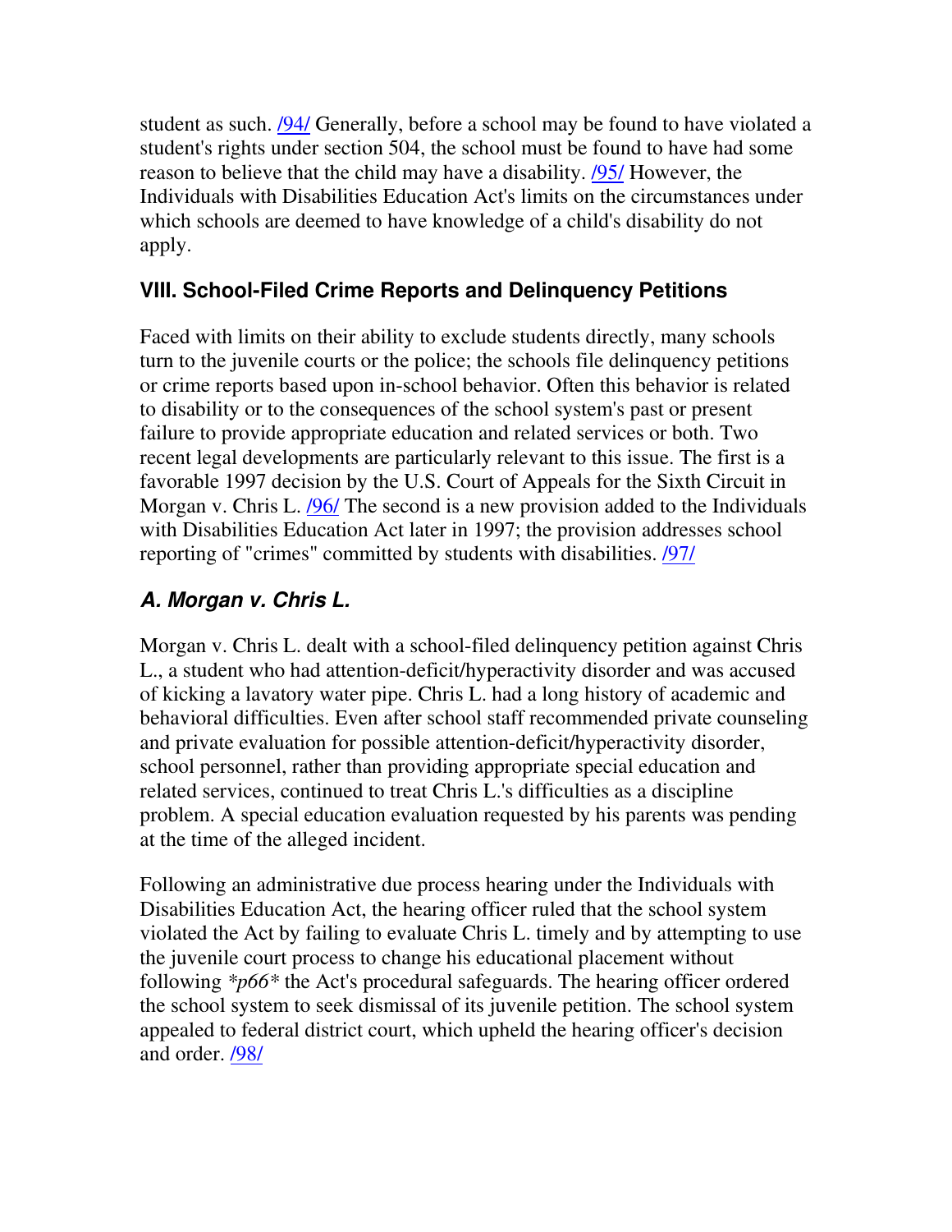student as such. /94/ Generally, before a school may be found to have violated a student's rights under section 504, the school must be found to have had some reason to believe that the child may have a disability. /95/ However, the Individuals with Disabilities Education Act's limits on the circumstances under which schools are deemed to have knowledge of a child's disability do not apply.

## VIII. School-Filed Crime Reports and Delinquency Petitions

Faced with limits on their ability to exclude students directly, many schools turn to the juvenile courts or the police; the schools file delinquency petitions or crime reports based upon in-school behavior. Often this behavior is related to disability or to the consequences of the school system's past or present failure to provide appropriate education and related services or both. Two recent legal developments are particularly relevant to this issue. The first is a favorable 1997 decision by the U.S. Court of Appeals for the Sixth Circuit in Morgan v. Chris L. /96/ The second is a new provision added to the Individuals with Disabilities Education Act later in 1997; the provision addresses school reporting of "crimes" committed by students with disabilities. /97/

### *A. Morgan v. Chris L.*

Morgan v. Chris L. dealt with a school-filed delinquency petition against Chris L., a student who had attention-deficit/hyperactivity disorder and was accused of kicking a lavatory water pipe. Chris L. had a long history of academic and behavioral difficulties. Even after school staff recommended private counseling and private evaluation for possible attention-deficit/hyperactivity disorder, school personnel, rather than providing appropriate special education and related services, continued to treat Chris L.'s difficulties as a discipline problem. A special education evaluation requested by his parents was pending at the time of the alleged incident.

Following an administrative due process hearing under the Individuals with Disabilities Education Act, the hearing officer ruled that the school system violated the Act by failing to evaluate Chris L. timely and by attempting to use the juvenile court process to change his educational placement without following *\*p66\** the Act's procedural safeguards. The hearing officer ordered the school system to seek dismissal of its juvenile petition. The school system appealed to federal district court, which upheld the hearing officer's decision and order. /98/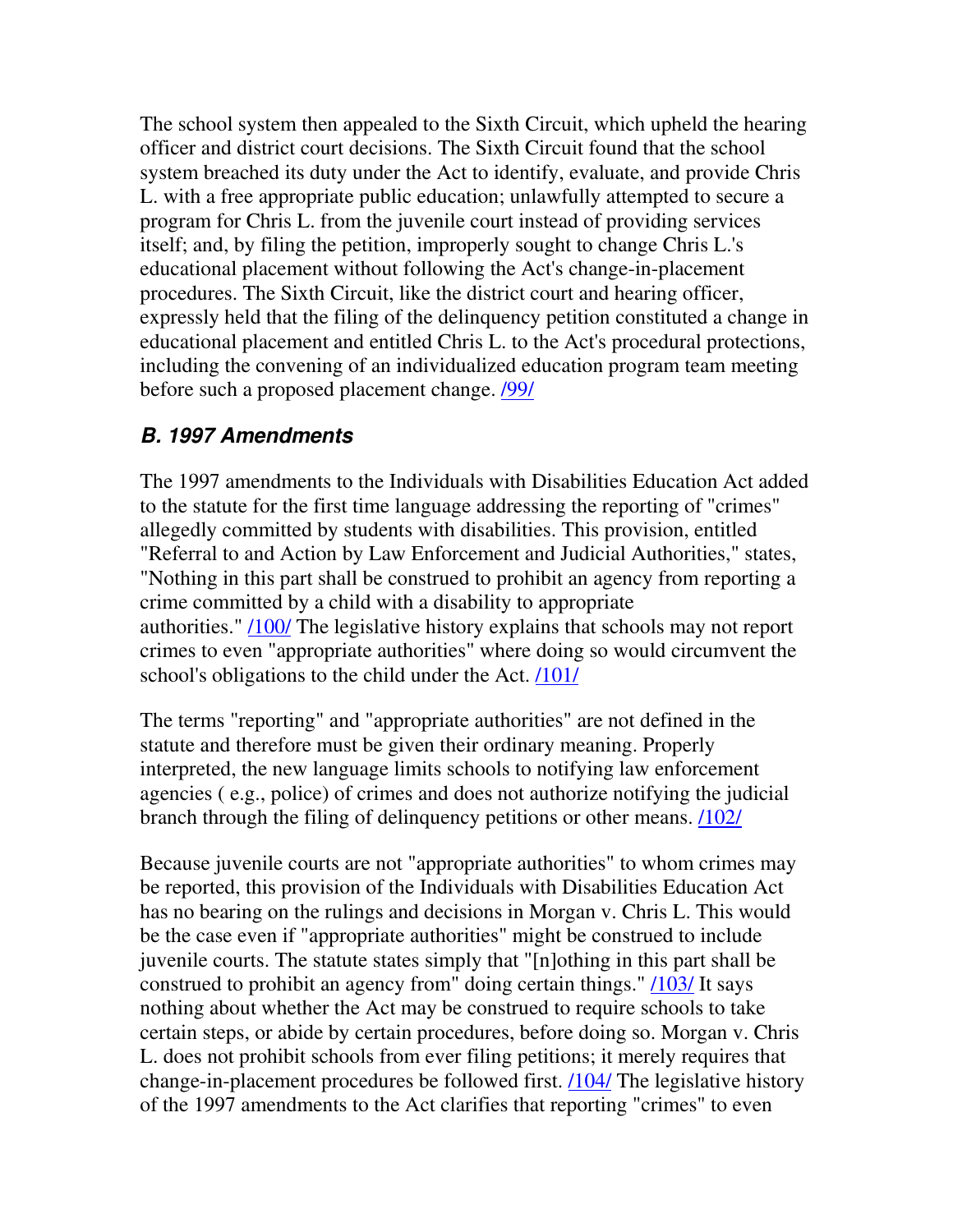The school system then appealed to the Sixth Circuit, which upheld the hearing officer and district court decisions. The Sixth Circuit found that the school system breached its duty under the Act to identify, evaluate, and provide Chris L. with a free appropriate public education; unlawfully attempted to secure a program for Chris L. from the juvenile court instead of providing services itself; and, by filing the petition, improperly sought to change Chris L.'s educational placement without following the Act's change-in-placement procedures. The Sixth Circuit, like the district court and hearing officer, expressly held that the filing of the delinquency petition constituted a change in educational placement and entitled Chris L. to the Act's procedural protections, including the convening of an individualized education program team meeting before such a proposed placement change. /99/

### *B. 1997 Amendments*

The 1997 amendments to the Individuals with Disabilities Education Act added to the statute for the first time language addressing the reporting of "crimes" allegedly committed by students with disabilities. This provision, entitled "Referral to and Action by Law Enforcement and Judicial Authorities," states, "Nothing in this part shall be construed to prohibit an agency from reporting a crime committed by a child with a disability to appropriate authorities." /100/ The legislative history explains that schools may not report crimes to even "appropriate authorities" where doing so would circumvent the school's obligations to the child under the Act. /101/

The terms "reporting" and "appropriate authorities" are not defined in the statute and therefore must be given their ordinary meaning. Properly interpreted, the new language limits schools to notifying law enforcement agencies ( e.g., police) of crimes and does not authorize notifying the judicial branch through the filing of delinquency petitions or other means. /102/

Because juvenile courts are not "appropriate authorities" to whom crimes may be reported, this provision of the Individuals with Disabilities Education Act has no bearing on the rulings and decisions in Morgan v. Chris L. This would be the case even if "appropriate authorities" might be construed to include juvenile courts. The statute states simply that "[n]othing in this part shall be construed to prohibit an agency from" doing certain things." /103/ It says nothing about whether the Act may be construed to require schools to take certain steps, or abide by certain procedures, before doing so. Morgan v. Chris L. does not prohibit schools from ever filing petitions; it merely requires that change-in-placement procedures be followed first. /104/ The legislative history of the 1997 amendments to the Act clarifies that reporting "crimes" to even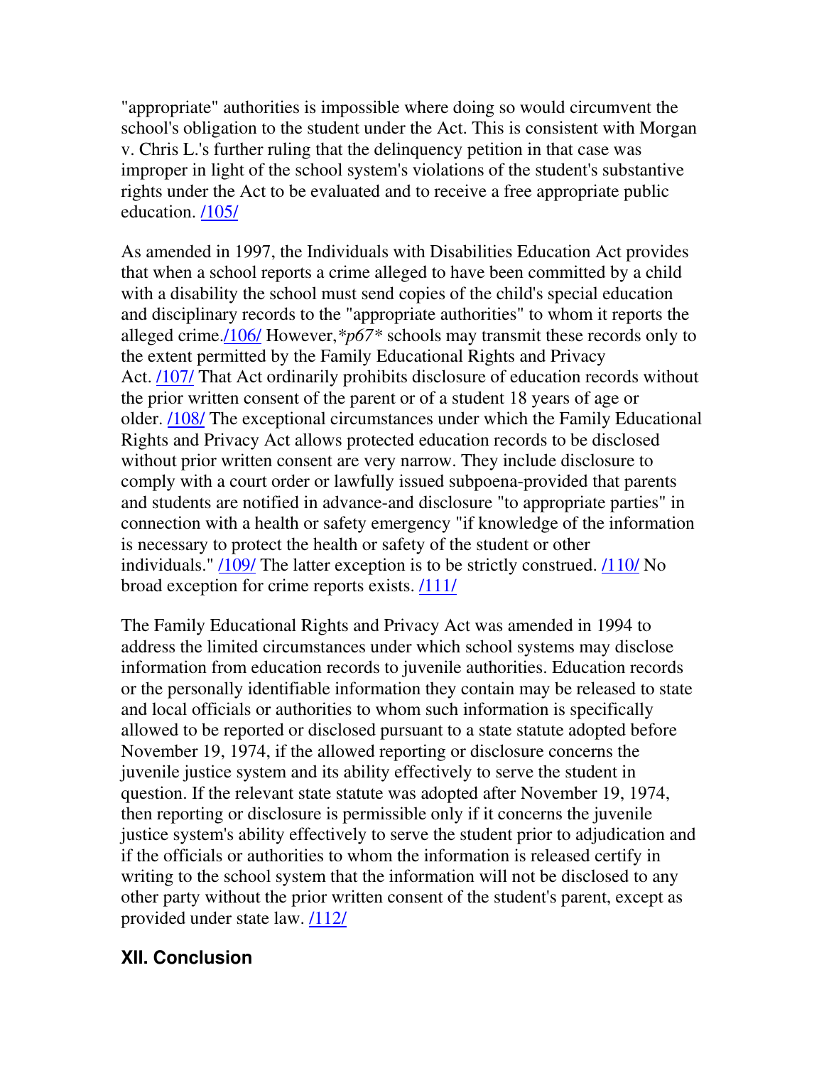"appropriate" authorities is impossible where doing so would circumvent the school's obligation to the student under the Act. This is consistent with Morgan v. Chris L.'s further ruling that the delinquency petition in that case was improper in light of the school system's violations of the student's substantive rights under the Act to be evaluated and to receive a free appropriate public education. /105/

As amended in 1997, the Individuals with Disabilities Education Act provides that when a school reports a crime alleged to have been committed by a child with a disability the school must send copies of the child's special education and disciplinary records to the "appropriate authorities" to whom it reports the alleged crime./106/ However,*p67* schools may transmit these records only to the extent permitted by the Family Educational Rights and Privacy Act. /107/ That Act ordinarily prohibits disclosure of education records without the prior written consent of the parent or of a student 18 years of age or older. /108/ The exceptional circumstances under which the Family Educational Rights and Privacy Act allows protected education records to be disclosed without prior written consent are very narrow. They include disclosure to comply with a court order or lawfully issued subpoena-provided that parents and students are notified in advance-and disclosure "to appropriate parties" in connection with a health or safety emergency "if knowledge of the information is necessary to protect the health or safety of the student or other individuals." /109/ The latter exception is to be strictly construed. /110/ No broad exception for crime reports exists. /111/

The Family Educational Rights and Privacy Act was amended in 1994 to address the limited circumstances under which school systems may disclose information from education records to juvenile authorities. Education records or the personally identifiable information they contain may be released to state and local officials or authorities to whom such information is specifically allowed to be reported or disclosed pursuant to a state statute adopted before November 19, 1974, if the allowed reporting or disclosure concerns the juvenile justice system and its ability effectively to serve the student in question. If the relevant state statute was adopted after November 19, 1974, then reporting or disclosure is permissible only if it concerns the juvenile justice system's ability effectively to serve the student prior to adjudication and if the officials or authorities to whom the information is released certify in writing to the school system that the information will not be disclosed to any other party without the prior written consent of the student's parent, except as provided under state law. /112/

## XII. Conclusion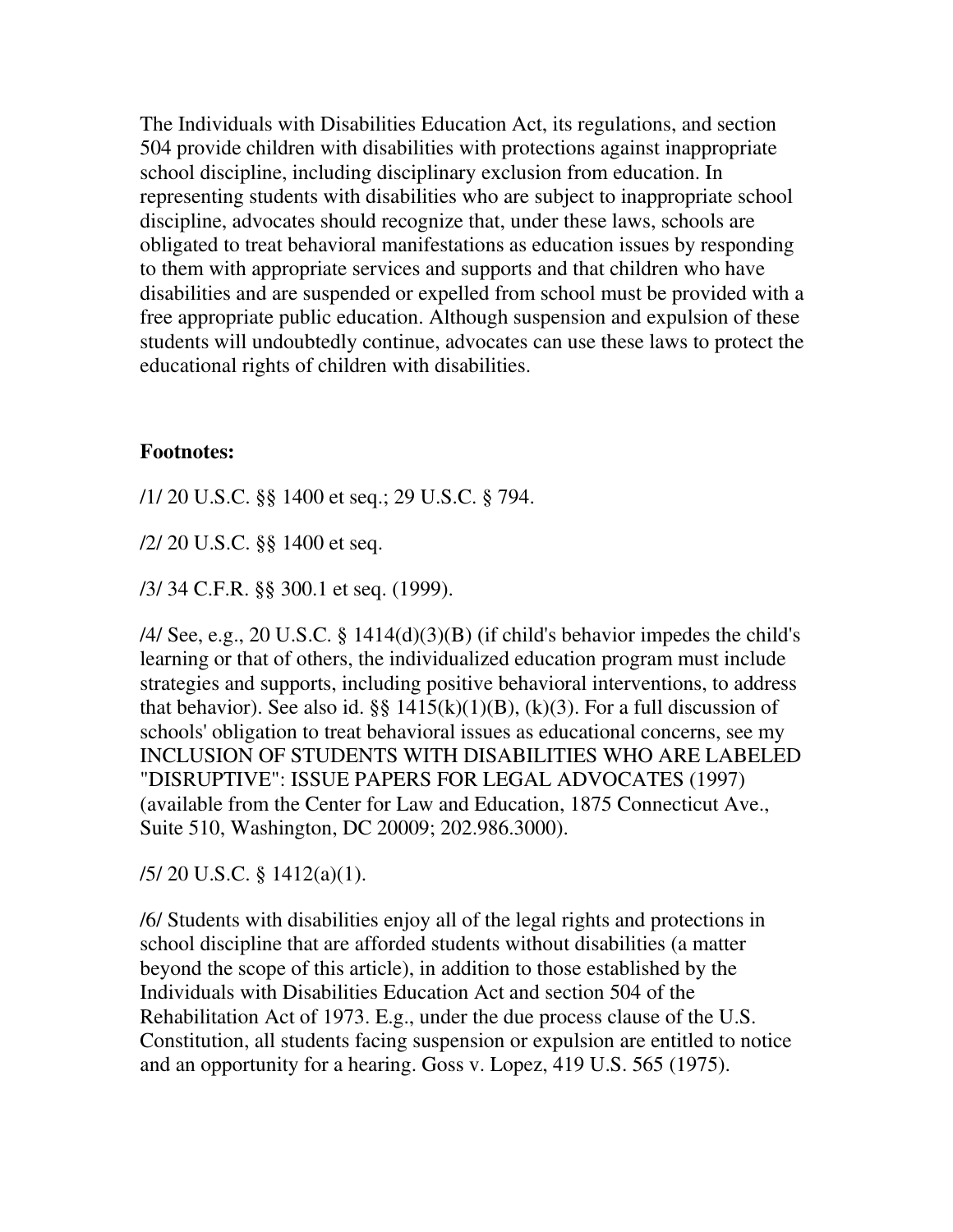The Individuals with Disabilities Education Act, its regulations, and section 504 provide children with disabilities with protections against inappropriate school discipline, including disciplinary exclusion from education. In representing students with disabilities who are subject to inappropriate school discipline, advocates should recognize that, under these laws, schools are obligated to treat behavioral manifestations as education issues by responding to them with appropriate services and supports and that children who have disabilities and are suspended or expelled from school must be provided with a free appropriate public education. Although suspension and expulsion of these students will undoubtedly continue, advocates can use these laws to protect the educational rights of children with disabilities.

**Footnotes:**

/1/ 20 U.S.C. §§ 1400 et seq.; 29 U.S.C. § 794.

/2/ 20 U.S.C. §§ 1400 et seq.

/3/ 34 C.F.R. §§ 300.1 et seq. (1999).

/4/ See, e.g., 20 U.S.C. § 1414(d)(3)(B) (if child's behavior impedes the child's learning or that of others, the individualized education program must include strategies and supports, including positive behavioral interventions, to address that behavior). See also id. §§ 1415(k)(1)(B), (k)(3). For a full discussion of schools' obligation to treat behavioral issues as educational concerns, see my INCLUSION OF STUDENTS WITH DISABILITIES WHO ARE LABELED "DISRUPTIVE": ISSUE PAPERS FOR LEGAL ADVOCATES (1997) (available from the Center for Law and Education, 1875 Connecticut Ave., Suite 510, Washington, DC 20009; 202.986.3000).

/5/ 20 U.S.C. § 1412(a)(1).

/6/ Students with disabilities enjoy all of the legal rights and protections in school discipline that are afforded students without disabilities (a matter beyond the scope of this article), in addition to those established by the Individuals with Disabilities Education Act and section 504 of the Rehabilitation Act of 1973. E.g., under the due process clause of the U.S. Constitution, all students facing suspension or expulsion are entitled to notice and an opportunity for a hearing. Goss v. Lopez, 419 U.S. 565 (1975).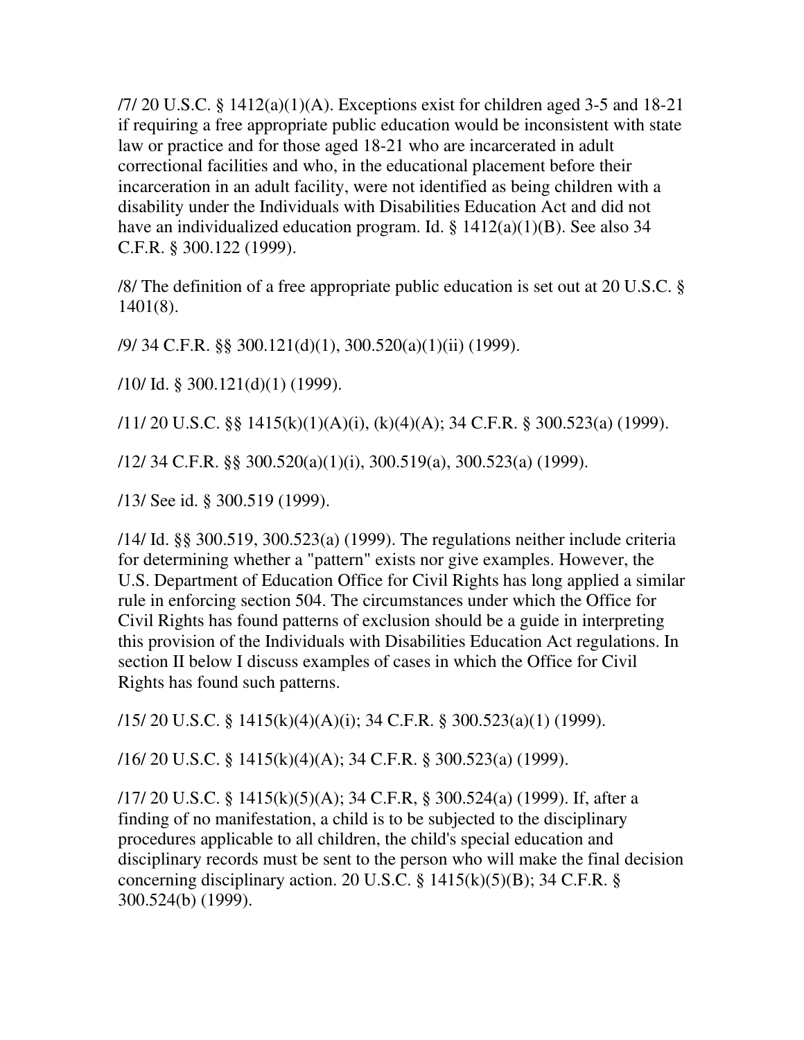/7/ 20 U.S.C. § 1412(a)(1)(A). Exceptions exist for children aged 3-5 and 18-21 if requiring a free appropriate public education would be inconsistent with state law or practice and for those aged 18-21 who are incarcerated in adult correctional facilities and who, in the educational placement before their incarceration in an adult facility, were not identified as being children with a disability under the Individuals with Disabilities Education Act and did not have an individualized education program. Id. § 1412(a)(1)(B). See also 34 C.F.R. § 300.122 (1999).

/8/ The definition of a free appropriate public education is set out at 20 U.S.C. § 1401(8).

/9/ 34 C.F.R. §§ 300.121(d)(1), 300.520(a)(1)(ii) (1999).

/10/ Id. § 300.121(d)(1) (1999).

/11/ 20 U.S.C. §§ 1415(k)(1)(A)(i), (k)(4)(A); 34 C.F.R. § 300.523(a) (1999).

/12/ 34 C.F.R. §§ 300.520(a)(1)(i), 300.519(a), 300.523(a) (1999).

/13/ See id. § 300.519 (1999).

/14/ Id. §§ 300.519, 300.523(a) (1999). The regulations neither include criteria for determining whether a "pattern" exists nor give examples. However, the U.S. Department of Education Office for Civil Rights has long applied a similar rule in enforcing section 504. The circumstances under which the Office for Civil Rights has found patterns of exclusion should be a guide in interpreting this provision of the Individuals with Disabilities Education Act regulations. In section II below I discuss examples of cases in which the Office for Civil Rights has found such patterns.

/15/ 20 U.S.C. § 1415(k)(4)(A)(i); 34 C.F.R. § 300.523(a)(1) (1999).

/16/ 20 U.S.C. § 1415(k)(4)(A); 34 C.F.R. § 300.523(a) (1999).

/17/ 20 U.S.C. § 1415(k)(5)(A); 34 C.F.R, § 300.524(a) (1999). If, after a finding of no manifestation, a child is to be subjected to the disciplinary procedures applicable to all children, the child's special education and disciplinary records must be sent to the person who will make the final decision concerning disciplinary action. 20 U.S.C. § 1415(k)(5)(B); 34 C.F.R. § 300.524(b) (1999).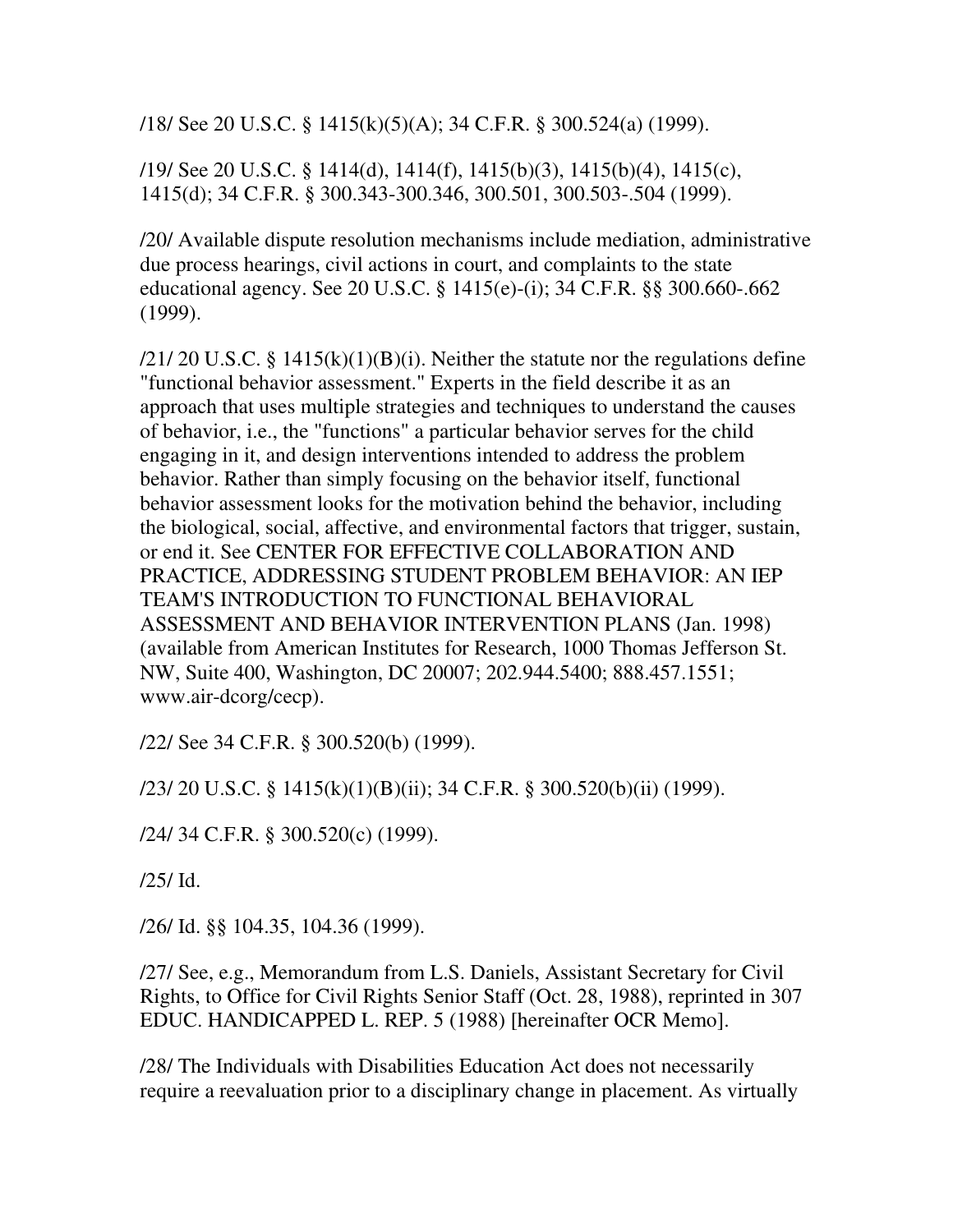/18/ See 20 U.S.C. § 1415(k)(5)(A); 34 C.F.R. § 300.524(a) (1999).

/19/ See 20 U.S.C. § 1414(d), 1414(f), 1415(b)(3), 1415(b)(4), 1415(c), 1415(d); 34 C.F.R. § 300.343-300.346, 300.501, 300.503-.504 (1999).

/20/ Available dispute resolution mechanisms include mediation, administrative due process hearings, civil actions in court, and complaints to the state educational agency. See 20 U.S.C. § 1415(e)-(i); 34 C.F.R. §§ 300.660-.662 (1999).

/21/ 20 U.S.C. § 1415(k)(1)(B)(i). Neither the statute nor the regulations define "functional behavior assessment." Experts in the field describe it as an approach that uses multiple strategies and techniques to understand the causes of behavior, i.e., the "functions" a particular behavior serves for the child engaging in it, and design interventions intended to address the problem behavior. Rather than simply focusing on the behavior itself, functional behavior assessment looks for the motivation behind the behavior, including the biological, social, affective, and environmental factors that trigger, sustain, or end it. See CENTER FOR EFFECTIVE COLLABORATION AND PRACTICE, ADDRESSING STUDENT PROBLEM BEHAVIOR: AN IEP TEAM'S INTRODUCTION TO FUNCTIONAL BEHAVIORAL ASSESSMENT AND BEHAVIOR INTERVENTION PLANS (Jan. 1998) (available from American Institutes for Research, 1000 Thomas Jefferson St. NW, Suite 400, Washington, DC 20007; 202.944.5400; 888.457.1551; www.air-dcorg/cecp).

/22/ See 34 C.F.R. § 300.520(b) (1999).

/23/ 20 U.S.C. § 1415(k)(1)(B)(ii); 34 C.F.R. § 300.520(b)(ii) (1999).

/24/ 34 C.F.R. § 300.520(c) (1999).

/25/ Id.

/26/ Id. §§ 104.35, 104.36 (1999).

/27/ See, e.g., Memorandum from L.S. Daniels, Assistant Secretary for Civil Rights, to Office for Civil Rights Senior Staff (Oct. 28, 1988), reprinted in 307 EDUC. HANDICAPPED L. REP. 5 (1988) [hereinafter OCR Memo].

/28/ The Individuals with Disabilities Education Act does not necessarily require a reevaluation prior to a disciplinary change in placement. As virtually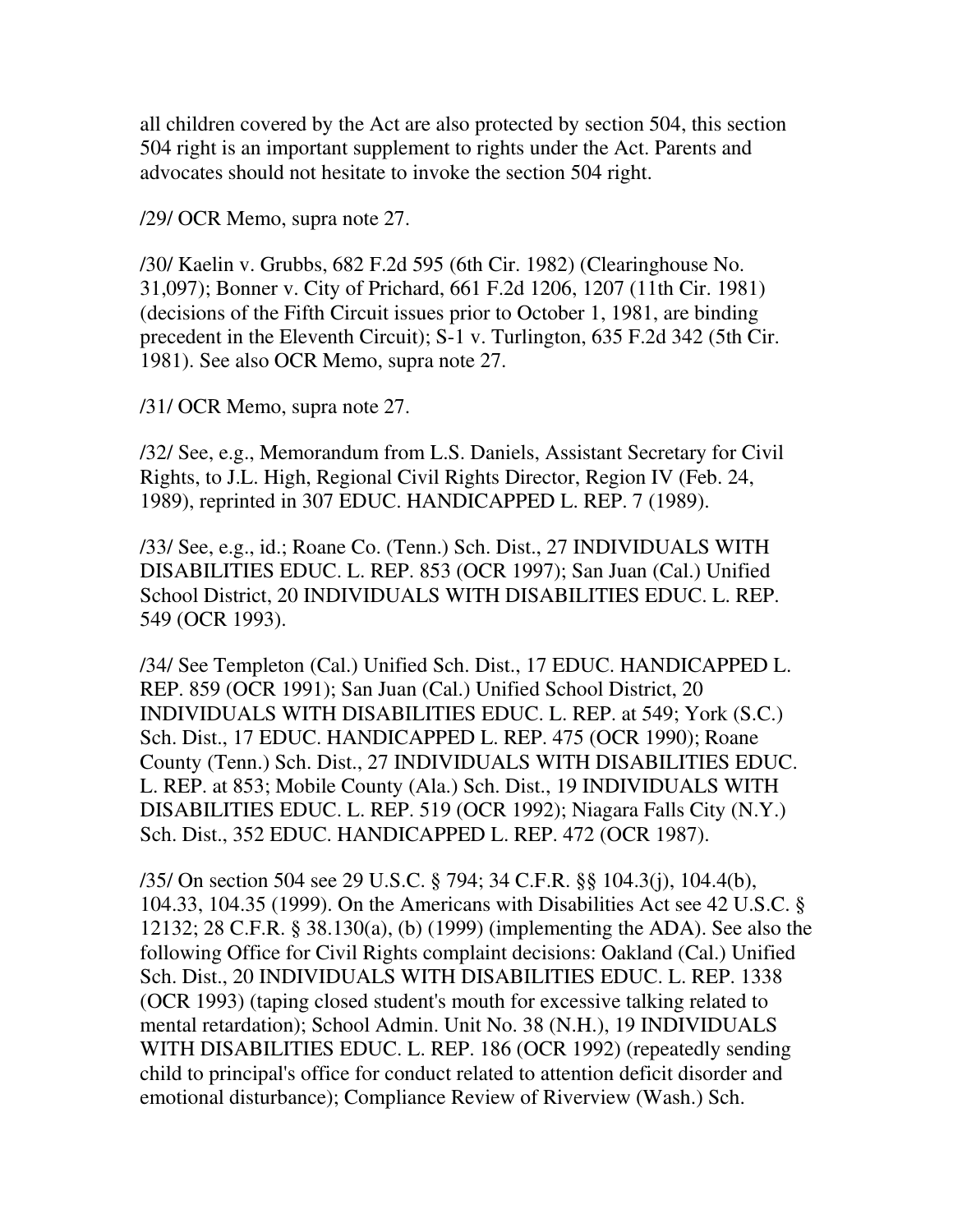all children covered by the Act are also protected by section 504, this section 504 right is an important supplement to rights under the Act. Parents and advocates should not hesitate to invoke the section 504 right.

/29/ OCR Memo, supra note 27.

/30/ Kaelin v. Grubbs, 682 F.2d 595 (6th Cir. 1982) (Clearinghouse No. 31,097); Bonner v. City of Prichard, 661 F.2d 1206, 1207 (11th Cir. 1981) (decisions of the Fifth Circuit issues prior to October 1, 1981, are binding precedent in the Eleventh Circuit); S-1 v. Turlington, 635 F.2d 342 (5th Cir. 1981). See also OCR Memo, supra note 27.

/31/ OCR Memo, supra note 27.

/32/ See, e.g., Memorandum from L.S. Daniels, Assistant Secretary for Civil Rights, to J.L. High, Regional Civil Rights Director, Region IV (Feb. 24, 1989), reprinted in 307 EDUC. HANDICAPPED L. REP. 7 (1989).

/33/ See, e.g., id.; Roane Co. (Tenn.) Sch. Dist., 27 INDIVIDUALS WITH DISABILITIES EDUC. L. REP. 853 (OCR 1997); San Juan (Cal.) Unified School District, 20 INDIVIDUALS WITH DISABILITIES EDUC. L. REP. 549 (OCR 1993).

/34/ See Templeton (Cal.) Unified Sch. Dist., 17 EDUC. HANDICAPPED L. REP. 859 (OCR 1991); San Juan (Cal.) Unified School District, 20 INDIVIDUALS WITH DISABILITIES EDUC. L. REP. at 549; York (S.C.) Sch. Dist., 17 EDUC. HANDICAPPED L. REP. 475 (OCR 1990); Roane County (Tenn.) Sch. Dist., 27 INDIVIDUALS WITH DISABILITIES EDUC. L. REP. at 853; Mobile County (Ala.) Sch. Dist., 19 INDIVIDUALS WITH DISABILITIES EDUC. L. REP. 519 (OCR 1992); Niagara Falls City (N.Y.) Sch. Dist., 352 EDUC. HANDICAPPED L. REP. 472 (OCR 1987).

/35/ On section 504 see 29 U.S.C. § 794; 34 C.F.R. §§ 104.3(j), 104.4(b), 104.33, 104.35 (1999). On the Americans with Disabilities Act see 42 U.S.C. § 12132; 28 C.F.R. § 38.130(a), (b) (1999) (implementing the ADA). See also the following Office for Civil Rights complaint decisions: Oakland (Cal.) Unified Sch. Dist., 20 INDIVIDUALS WITH DISABILITIES EDUC. L. REP. 1338 (OCR 1993) (taping closed student's mouth for excessive talking related to mental retardation); School Admin. Unit No. 38 (N.H.), 19 INDIVIDUALS WITH DISABILITIES EDUC. L. REP. 186 (OCR 1992) (repeatedly sending child to principal's office for conduct related to attention deficit disorder and emotional disturbance); Compliance Review of Riverview (Wash.) Sch.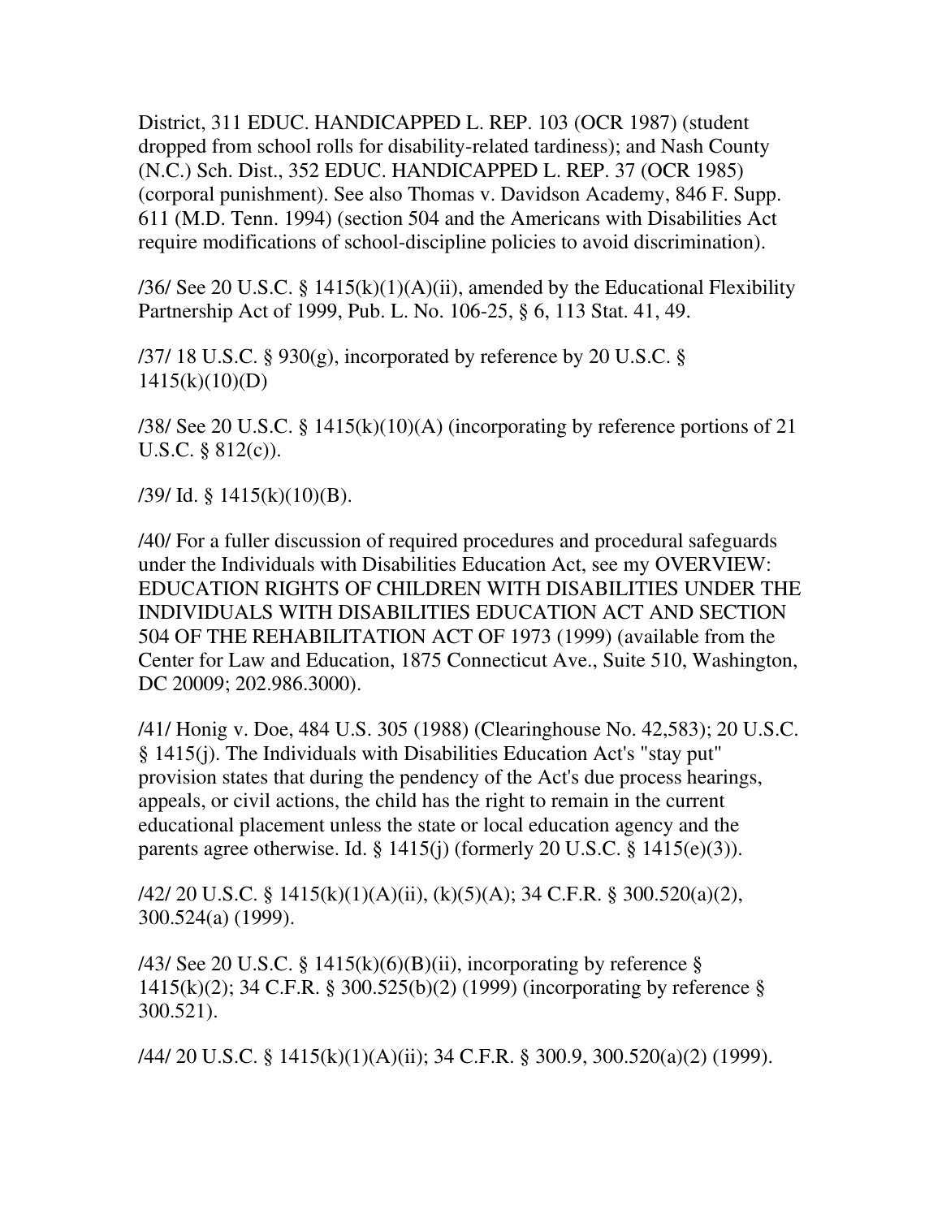District, 311 EDUC. HANDICAPPED L. REP. 103 (OCR 1987) (student dropped from school rolls for disability-related tardiness); and Nash County (N.C.) Sch. Dist., 352 EDUC. HANDICAPPED L. REP. 37 (OCR 1985) (corporal punishment). See also Thomas v. Davidson Academy, 846 F. Supp. 611 (M.D. Tenn. 1994) (section 504 and the Americans with Disabilities Act require modifications of school-discipline policies to avoid discrimination).

/36/ See 20 U.S.C. § 1415(k)(1)(A)(ii), amended by the Educational Flexibility Partnership Act of 1999, Pub. L. No. 106-25, § 6, 113 Stat. 41, 49.

/37/ 18 U.S.C. § 930(g), incorporated by reference by 20 U.S.C. § 1415(k)(10)(D)

/38/ See 20 U.S.C. § 1415(k)(10)(A) (incorporating by reference portions of 21 U.S.C. § 812(c)).

/39/ Id. § 1415(k)(10)(B).

/40/ For a fuller discussion of required procedures and procedural safeguards under the Individuals with Disabilities Education Act, see my OVERVIEW: EDUCATION RIGHTS OF CHILDREN WITH DISABILITIES UNDER THE INDIVIDUALS WITH DISABILITIES EDUCATION ACT AND SECTION 504 OF THE REHABILITATION ACT OF 1973 (1999) (available from the Center for Law and Education, 1875 Connecticut Ave., Suite 510, Washington, DC 20009; 202.986.3000).

/41/ Honig v. Doe, 484 U.S. 305 (1988) (Clearinghouse No. 42,583); 20 U.S.C. § 1415(j). The Individuals with Disabilities Education Act's "stay put" provision states that during the pendency of the Act's due process hearings, appeals, or civil actions, the child has the right to remain in the current educational placement unless the state or local education agency and the parents agree otherwise. Id. § 1415(j) (formerly 20 U.S.C. § 1415(e)(3)).

/42/ 20 U.S.C. § 1415(k)(1)(A)(ii), (k)(5)(A); 34 C.F.R. § 300.520(a)(2), 300.524(a) (1999).

/43/ See 20 U.S.C. § 1415(k)(6)(B)(ii), incorporating by reference § 1415(k)(2); 34 C.F.R. § 300.525(b)(2) (1999) (incorporating by reference § 300.521).

/44/ 20 U.S.C. § 1415(k)(1)(A)(ii); 34 C.F.R. § 300.9, 300.520(a)(2) (1999).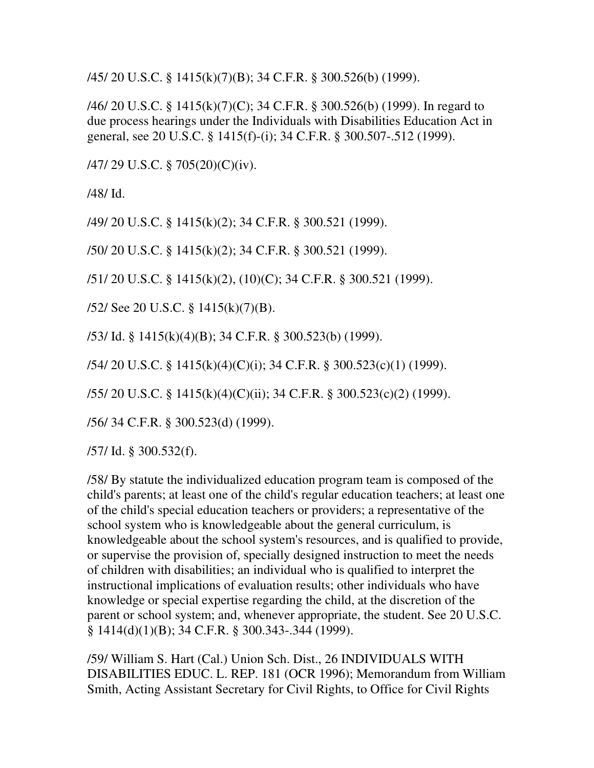/45/ 20 U.S.C. § 1415(k)(7)(B); 34 C.F.R. § 300.526(b) (1999).

/46/ 20 U.S.C. § 1415(k)(7)(C); 34 C.F.R. § 300.526(b) (1999). In regard to due process hearings under the Individuals with Disabilities Education Act in general, see 20 U.S.C. § 1415(f)-(i); 34 C.F.R. § 300.507-.512 (1999).

/47/ 29 U.S.C. § 705(20)(C)(iv).

/48/ Id.

/49/ 20 U.S.C. § 1415(k)(2); 34 C.F.R. § 300.521 (1999).

/50/ 20 U.S.C. § 1415(k)(2); 34 C.F.R. § 300.521 (1999).

/51/ 20 U.S.C. § 1415(k)(2), (10)(C); 34 C.F.R. § 300.521 (1999).

/52/ See 20 U.S.C. § 1415(k)(7)(B).

/53/ Id. § 1415(k)(4)(B); 34 C.F.R. § 300.523(b) (1999).

/54/ 20 U.S.C. § 1415(k)(4)(C)(i); 34 C.F.R. § 300.523(c)(1) (1999).

/55/ 20 U.S.C. § 1415(k)(4)(C)(ii); 34 C.F.R. § 300.523(c)(2) (1999).

/56/ 34 C.F.R. § 300.523(d) (1999).

/57/ Id. § 300.532(f).

/58/ By statute the individualized education program team is composed of the child's parents; at least one of the child's regular education teachers; at least one of the child's special education teachers or providers; a representative of the school system who is knowledgeable about the general curriculum, is knowledgeable about the school system's resources, and is qualified to provide, or supervise the provision of, specially designed instruction to meet the needs of children with disabilities; an individual who is qualified to interpret the instructional implications of evaluation results; other individuals who have knowledge or special expertise regarding the child, at the discretion of the parent or school system; and, whenever appropriate, the student. See 20 U.S.C. § 1414(d)(1)(B); 34 C.F.R. § 300.343-.344 (1999).

/59/ William S. Hart (Cal.) Union Sch. Dist., 26 INDIVIDUALS WITH DISABILITIES EDUC. L. REP. 181 (OCR 1996); Memorandum from William Smith, Acting Assistant Secretary for Civil Rights, to Office for Civil Rights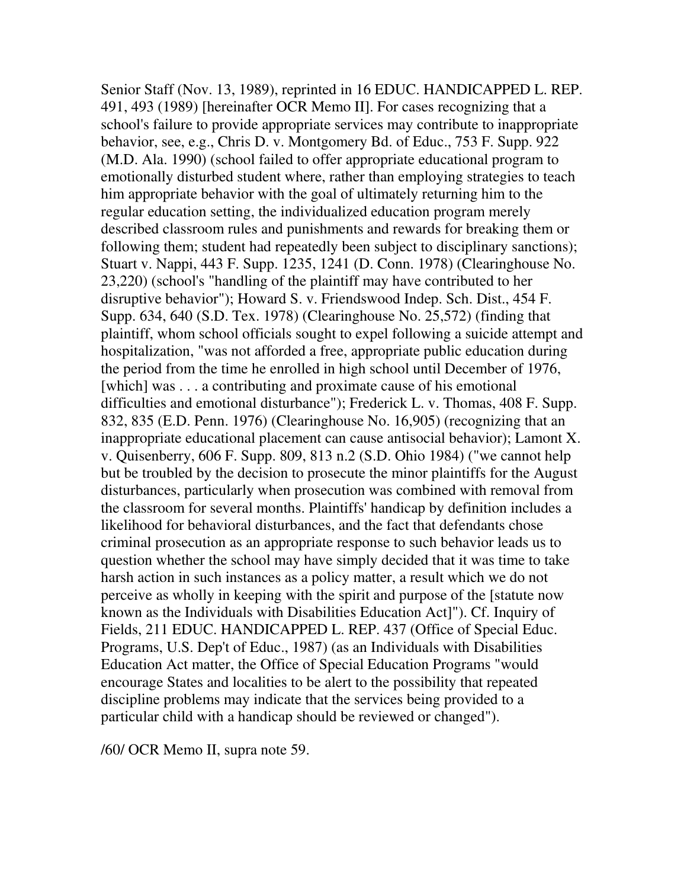Senior Staff (Nov. 13, 1989), reprinted in 16 EDUC. HANDICAPPED L. REP. 491, 493 (1989) [hereinafter OCR Memo II]. For cases recognizing that a school's failure to provide appropriate services may contribute to inappropriate behavior, see, e.g., Chris D. v. Montgomery Bd. of Educ., 753 F. Supp. 922 (M.D. Ala. 1990) (school failed to offer appropriate educational program to emotionally disturbed student where, rather than employing strategies to teach him appropriate behavior with the goal of ultimately returning him to the regular education setting, the individualized education program merely described classroom rules and punishments and rewards for breaking them or following them; student had repeatedly been subject to disciplinary sanctions); Stuart v. Nappi, 443 F. Supp. 1235, 1241 (D. Conn. 1978) (Clearinghouse No. 23,220) (school's "handling of the plaintiff may have contributed to her disruptive behavior"); Howard S. v. Friendswood Indep. Sch. Dist., 454 F. Supp. 634, 640 (S.D. Tex. 1978) (Clearinghouse No. 25,572) (finding that plaintiff, whom school officials sought to expel following a suicide attempt and hospitalization, "was not afforded a free, appropriate public education during the period from the time he enrolled in high school until December of 1976, [which] was . . . a contributing and proximate cause of his emotional difficulties and emotional disturbance"); Frederick L. v. Thomas, 408 F. Supp. 832, 835 (E.D. Penn. 1976) (Clearinghouse No. 16,905) (recognizing that an inappropriate educational placement can cause antisocial behavior); Lamont X. v. Quisenberry, 606 F. Supp. 809, 813 n.2 (S.D. Ohio 1984) ("we cannot help but be troubled by the decision to prosecute the minor plaintiffs for the August disturbances, particularly when prosecution was combined with removal from the classroom for several months. Plaintiffs' handicap by definition includes a likelihood for behavioral disturbances, and the fact that defendants chose criminal prosecution as an appropriate response to such behavior leads us to question whether the school may have simply decided that it was time to take harsh action in such instances as a policy matter, a result which we do not perceive as wholly in keeping with the spirit and purpose of the [statute now known as the Individuals with Disabilities Education Act]"). Cf. Inquiry of Fields, 211 EDUC. HANDICAPPED L. REP. 437 (Office of Special Educ. Programs, U.S. Dep't of Educ., 1987) (as an Individuals with Disabilities Education Act matter, the Office of Special Education Programs "would encourage States and localities to be alert to the possibility that repeated discipline problems may indicate that the services being provided to a particular child with a handicap should be reviewed or changed").

/60/ OCR Memo II, supra note 59.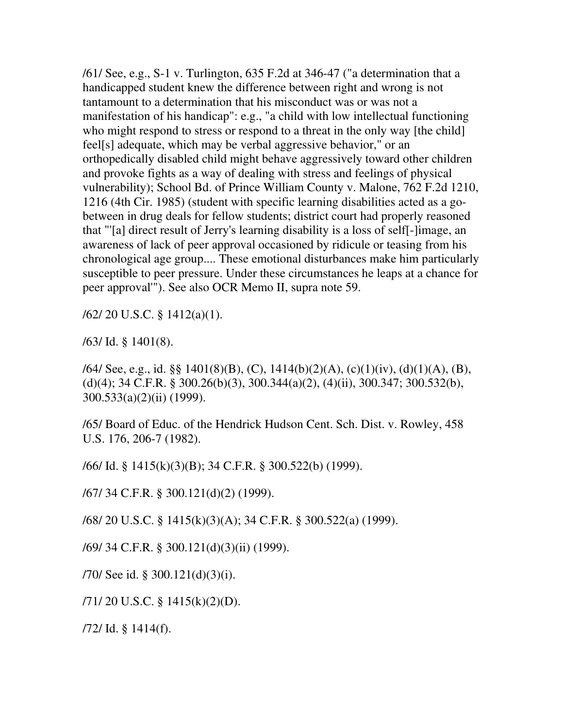/61/ See, e.g., S-1 v. Turlington, 635 F.2d at 346-47 ("a determination that a handicapped student knew the difference between right and wrong is not tantamount to a determination that his misconduct was or was not a manifestation of his handicap": e.g., "a child with low intellectual functioning who might respond to stress or respond to a threat in the only way [the child] feel[s] adequate, which may be verbal aggressive behavior," or an orthopedically disabled child might behave aggressively toward other children and provoke fights as a way of dealing with stress and feelings of physical vulnerability); School Bd. of Prince William County v. Malone, 762 F.2d 1210, 1216 (4th Cir. 1985) (student with specific learning disabilities acted as a go-between in drug deals for fellow students; district court had properly reasoned that "'[a] direct result of Jerry's learning disability is a loss of self[-]image, an awareness of lack of peer approval occasioned by ridicule or teasing from his chronological age group.... These emotional disturbances make him particularly susceptible to peer pressure. Under these circumstances he leaps at a chance for peer approval'"). See also OCR Memo II, supra note 59.

/62/ 20 U.S.C. § 1412(a)(1).

/63/ Id. § 1401(8).

/64/ See, e.g., id. §§ 1401(8)(B), (C), 1414(b)(2)(A), (c)(1)(iv), (d)(1)(A), (B), (d)(4); 34 C.F.R. § 300.26(b)(3), 300.344(a)(2), (4)(ii), 300.347; 300.532(b), 300.533(a)(2)(ii) (1999).

/65/ Board of Educ. of the Hendrick Hudson Cent. Sch. Dist. v. Rowley, 458 U.S. 176, 206-7 (1982).

/66/ Id. § 1415(k)(3)(B); 34 C.F.R. § 300.522(b) (1999).

/67/ 34 C.F.R. § 300.121(d)(2) (1999).

/68/ 20 U.S.C. § 1415(k)(3)(A); 34 C.F.R. § 300.522(a) (1999).

/69/ 34 C.F.R. § 300.121(d)(3)(ii) (1999).

/70/ See id. § 300.121(d)(3)(i).

/71/ 20 U.S.C. § 1415(k)(2)(D).

/72/ Id. § 1414(f).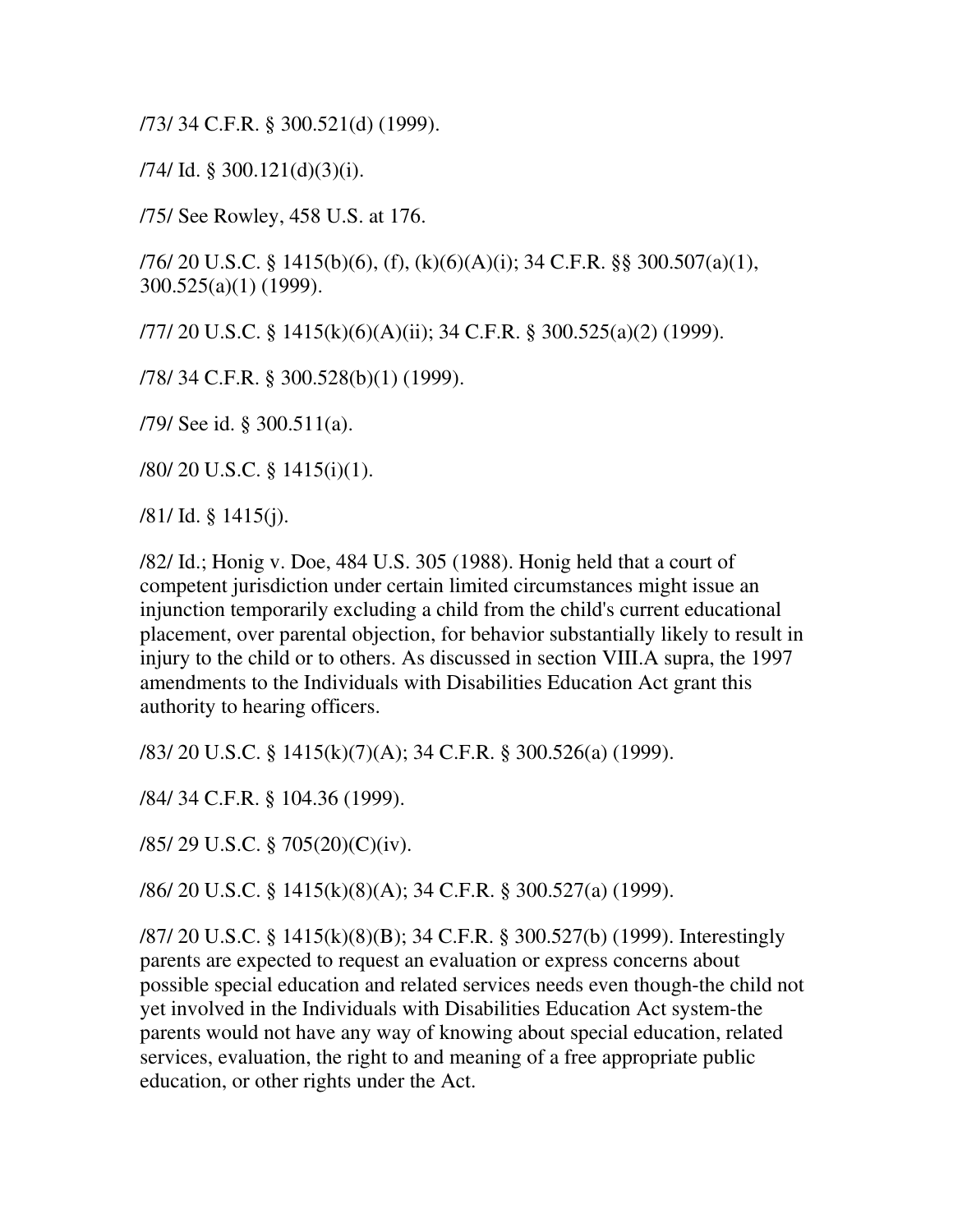/73/ 34 C.F.R. § 300.521(d) (1999).

/74/ Id. § 300.121(d)(3)(i).

/75/ See Rowley, 458 U.S. at 176.

/76/ 20 U.S.C. § 1415(b)(6), (f), (k)(6)(A)(i); 34 C.F.R. §§ 300.507(a)(1), 300.525(a)(1) (1999).

/77/ 20 U.S.C. § 1415(k)(6)(A)(ii); 34 C.F.R. § 300.525(a)(2) (1999).

/78/ 34 C.F.R. § 300.528(b)(1) (1999).

/79/ See id. § 300.511(a).

/80/ 20 U.S.C. § 1415(i)(1).

/81/ Id. § 1415(j).

/82/ Id.; Honig v. Doe, 484 U.S. 305 (1988). Honig held that a court of competent jurisdiction under certain limited circumstances might issue an injunction temporarily excluding a child from the child's current educational placement, over parental objection, for behavior substantially likely to result in injury to the child or to others. As discussed in section VIII.A supra, the 1997 amendments to the Individuals with Disabilities Education Act grant this authority to hearing officers.

/83/ 20 U.S.C. § 1415(k)(7)(A); 34 C.F.R. § 300.526(a) (1999).

/84/ 34 C.F.R. § 104.36 (1999).

/85/ 29 U.S.C. § 705(20)(C)(iv).

/86/ 20 U.S.C. § 1415(k)(8)(A); 34 C.F.R. § 300.527(a) (1999).

/87/ 20 U.S.C. § 1415(k)(8)(B); 34 C.F.R. § 300.527(b) (1999). Interestingly parents are expected to request an evaluation or express concerns about possible special education and related services needs even though-the child not yet involved in the Individuals with Disabilities Education Act system-the parents would not have any way of knowing about special education, related services, evaluation, the right to and meaning of a free appropriate public education, or other rights under the Act.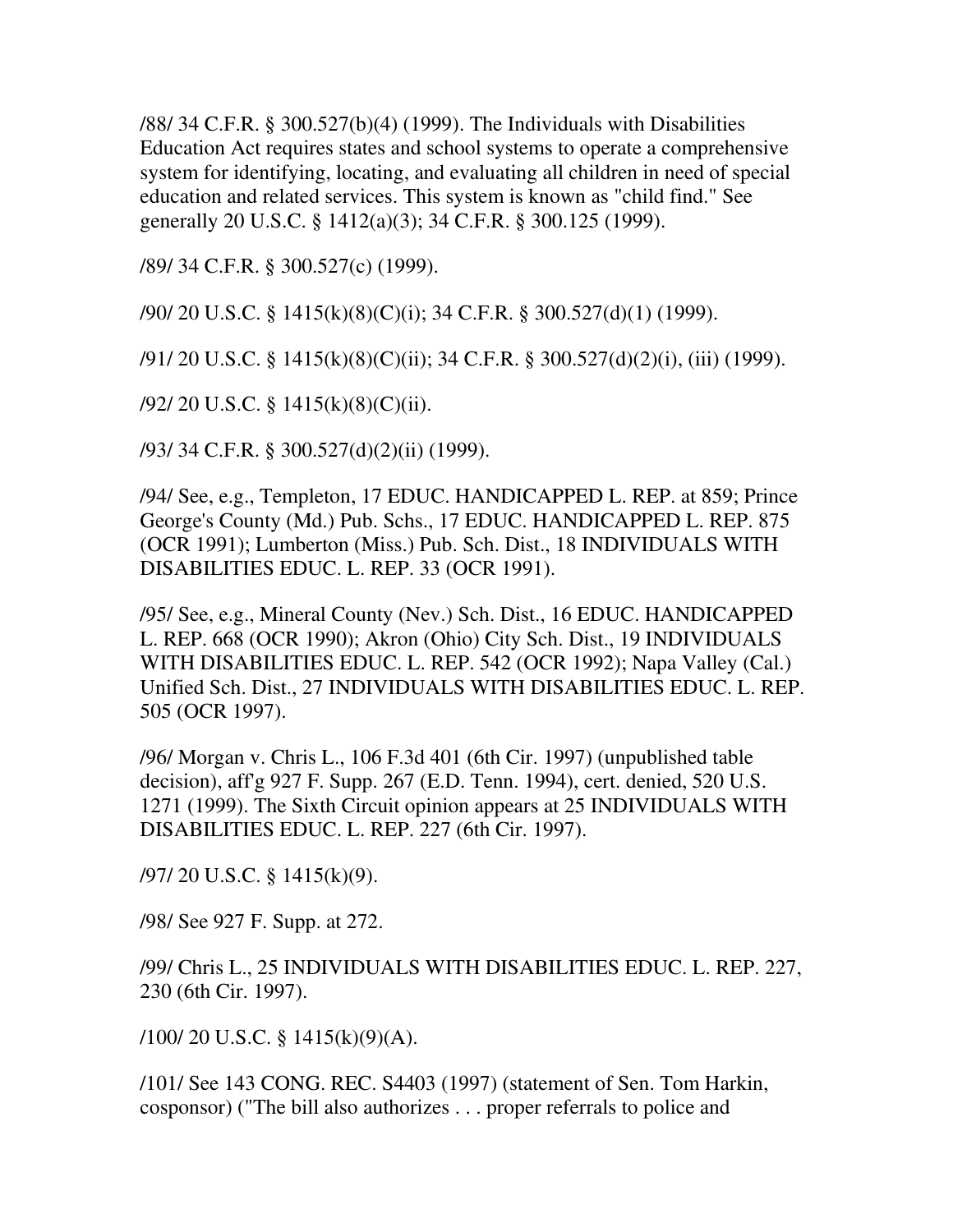/88/ 34 C.F.R. § 300.527(b)(4) (1999). The Individuals with Disabilities Education Act requires states and school systems to operate a comprehensive system for identifying, locating, and evaluating all children in need of special education and related services. This system is known as "child find." See generally 20 U.S.C. § 1412(a)(3); 34 C.F.R. § 300.125 (1999).

/89/ 34 C.F.R. § 300.527(c) (1999).

/90/ 20 U.S.C. § 1415(k)(8)(C)(i); 34 C.F.R. § 300.527(d)(1) (1999).

/91/ 20 U.S.C. § 1415(k)(8)(C)(ii); 34 C.F.R. § 300.527(d)(2)(i), (iii) (1999).

/92/ 20 U.S.C. § 1415(k)(8)(C)(ii).

/93/ 34 C.F.R. § 300.527(d)(2)(ii) (1999).

/94/ See, e.g., Templeton, 17 EDUC. HANDICAPPED L. REP. at 859; Prince George's County (Md.) Pub. Schs., 17 EDUC. HANDICAPPED L. REP. 875 (OCR 1991); Lumberton (Miss.) Pub. Sch. Dist., 18 INDIVIDUALS WITH DISABILITIES EDUC. L. REP. 33 (OCR 1991).

/95/ See, e.g., Mineral County (Nev.) Sch. Dist., 16 EDUC. HANDICAPPED L. REP. 668 (OCR 1990); Akron (Ohio) City Sch. Dist., 19 INDIVIDUALS WITH DISABILITIES EDUC. L. REP. 542 (OCR 1992); Napa Valley (Cal.) Unified Sch. Dist., 27 INDIVIDUALS WITH DISABILITIES EDUC. L. REP. 505 (OCR 1997).

/96/ Morgan v. Chris L., 106 F.3d 401 (6th Cir. 1997) (unpublished table decision), aff'g 927 F. Supp. 267 (E.D. Tenn. 1994), cert. denied, 520 U.S. 1271 (1999). The Sixth Circuit opinion appears at 25 INDIVIDUALS WITH DISABILITIES EDUC. L. REP. 227 (6th Cir. 1997).

/97/ 20 U.S.C. § 1415(k)(9).

/98/ See 927 F. Supp. at 272.

/99/ Chris L., 25 INDIVIDUALS WITH DISABILITIES EDUC. L. REP. 227, 230 (6th Cir. 1997).

/100/ 20 U.S.C. § 1415(k)(9)(A).

/101/ See 143 CONG. REC. S4403 (1997) (statement of Sen. Tom Harkin, cosponsor) ("The bill also authorizes . . . proper referrals to police and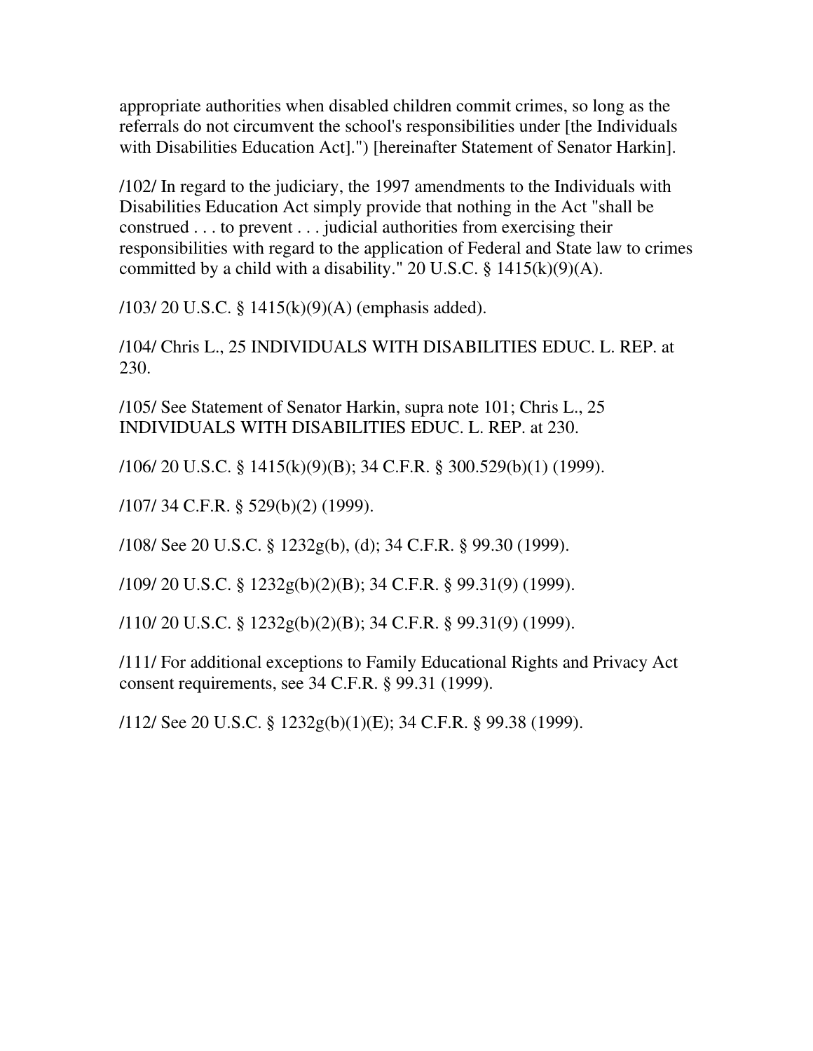appropriate authorities when disabled children commit crimes, so long as the referrals do not circumvent the school's responsibilities under [the Individuals with Disabilities Education Act].") [hereinafter Statement of Senator Harkin].

/102/ In regard to the judiciary, the 1997 amendments to the Individuals with Disabilities Education Act simply provide that nothing in the Act "shall be construed . . . to prevent . . . judicial authorities from exercising their responsibilities with regard to the application of Federal and State law to crimes committed by a child with a disability." 20 U.S.C. § 1415(k)(9)(A).

/103/ 20 U.S.C. § 1415(k)(9)(A) (emphasis added).

/104/ Chris L., 25 INDIVIDUALS WITH DISABILITIES EDUC. L. REP. at 230.

/105/ See Statement of Senator Harkin, supra note 101; Chris L., 25 INDIVIDUALS WITH DISABILITIES EDUC. L. REP. at 230.

/106/ 20 U.S.C. § 1415(k)(9)(B); 34 C.F.R. § 300.529(b)(1) (1999).

/107/ 34 C.F.R. § 529(b)(2) (1999).

/108/ See 20 U.S.C. § 1232g(b), (d); 34 C.F.R. § 99.30 (1999).

/109/ 20 U.S.C. § 1232g(b)(2)(B); 34 C.F.R. § 99.31(9) (1999).

/110/ 20 U.S.C. § 1232g(b)(2)(B); 34 C.F.R. § 99.31(9) (1999).

/111/ For additional exceptions to Family Educational Rights and Privacy Act consent requirements, see 34 C.F.R. § 99.31 (1999).

/112/ See 20 U.S.C. § 1232g(b)(1)(E); 34 C.F.R. § 99.38 (1999).